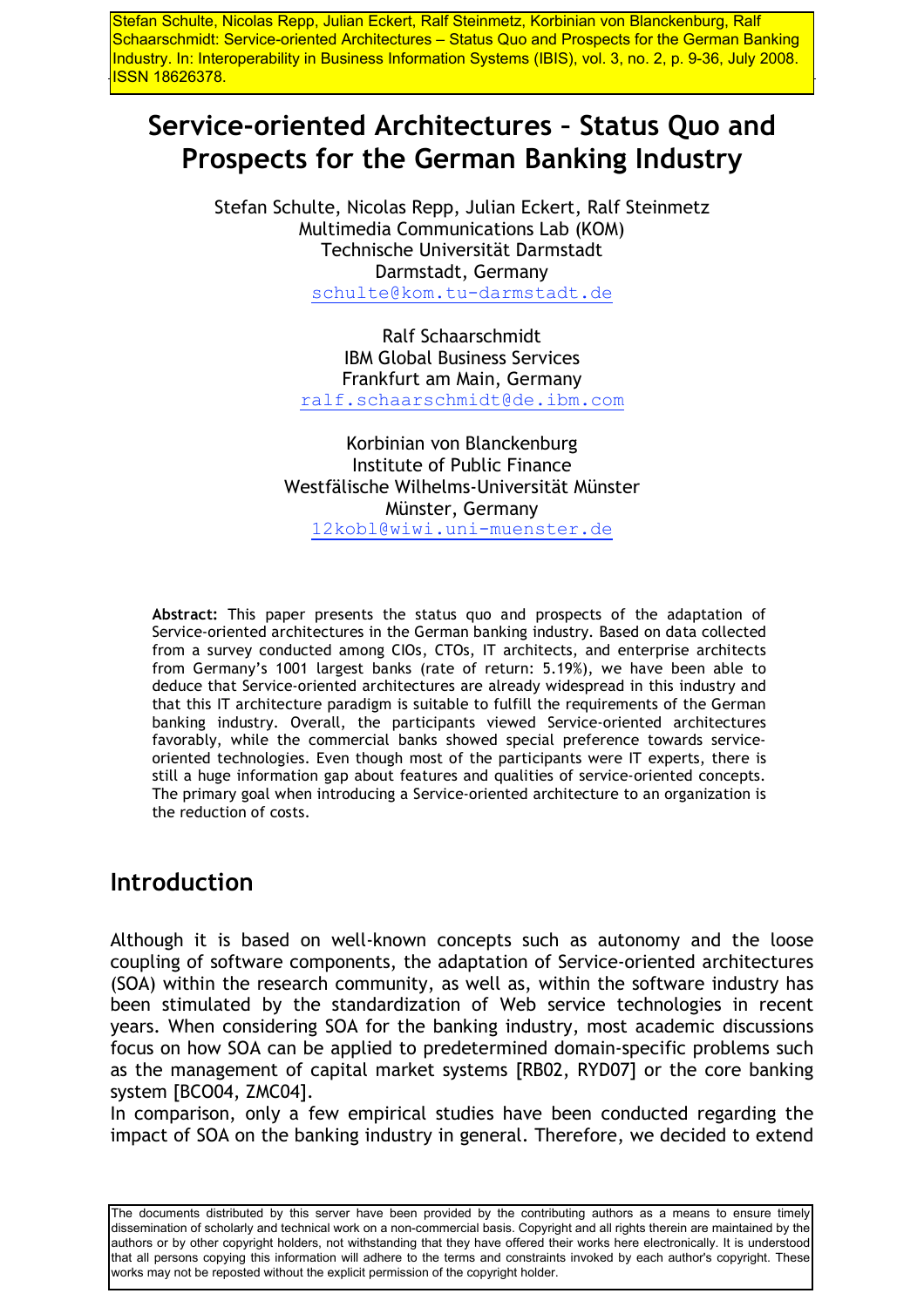Stefan Schulte, Nicolas Repp, Julian Eckert, Ralf Steinmetz, Korbinian von Blanckenburg, Ralf Schaarschmidt: Service-oriented Architectures – Status Quo and Prospects for the German Banking Industry. In: Interoperability in Business Information Systems (IBIS), vol. 3, no. 2, p. 9-36, July 2008. ISSN 18626378.

# Service-oriented Architectures – Status Quo and Prospects for the German Banking Industry

Stefan Schulte, Nicolas Repp, Julian Eckert, Ralf Steinmetz
Multimedia Communications Lab (KOM)
Technische Universität Darmstadt
Darmstadt, Germany
schulte@kom.tu-darmstadt.de

Ralf Schaarschmidt
IBM Global Business Services
Frankfurt am Main, Germany
ralf.schaarschmidt@de.ibm.com

Korbinian von Blanckenburg
Institute of Public Finance
Westfälische Wilhelms-Universität Münster
Münster, Germany
12kobl@wiwi.uni-muenster.de

**Abstract:** This paper presents the status quo and prospects of the adaptation of Service-oriented architectures in the German banking industry. Based on data collected from a survey conducted among CIOs, CTOs, IT architects, and enterprise architects from Germany's 1001 largest banks (rate of return: 5.19%), we have been able to deduce that Service-oriented architectures are already widespread in this industry and that this IT architecture paradigm is suitable to fulfill the requirements of the German banking industry. Overall, the participants viewed Service-oriented architectures favorably, while the commercial banks showed special preference towards service-oriented technologies. Even though most of the participants were IT experts, there is still a huge information gap about features and qualities of service-oriented concepts. The primary goal when introducing a Service-oriented architecture to an organization is the reduction of costs.

## Introduction

Although it is based on well-known concepts such as autonomy and the loose coupling of software components, the adaptation of Service-oriented architectures (SOA) within the research community, as well as, within the software industry has been stimulated by the standardization of Web service technologies in recent years. When considering SOA for the banking industry, most academic discussions focus on how SOA can be applied to predetermined domain-specific problems such as the management of capital market systems [RB02, RYD07] or the core banking system [BCO04, ZMC04].

In comparison, only a few empirical studies have been conducted regarding the impact of SOA on the banking industry in general. Therefore, we decided to extend

The documents distributed by this server have been provided by the contributing authors as a means to ensure timely dissemination of scholarly and technical work on a non-commercial basis. Copyright and all rights therein are maintained by the authors or by other copyright holders, not withstanding that they have offered their works here electronically. It is understood that all persons copying this information will adhere to the terms and constraints invoked by each author's copyright. These works may not be reposted without the explicit permission of the copyright holder.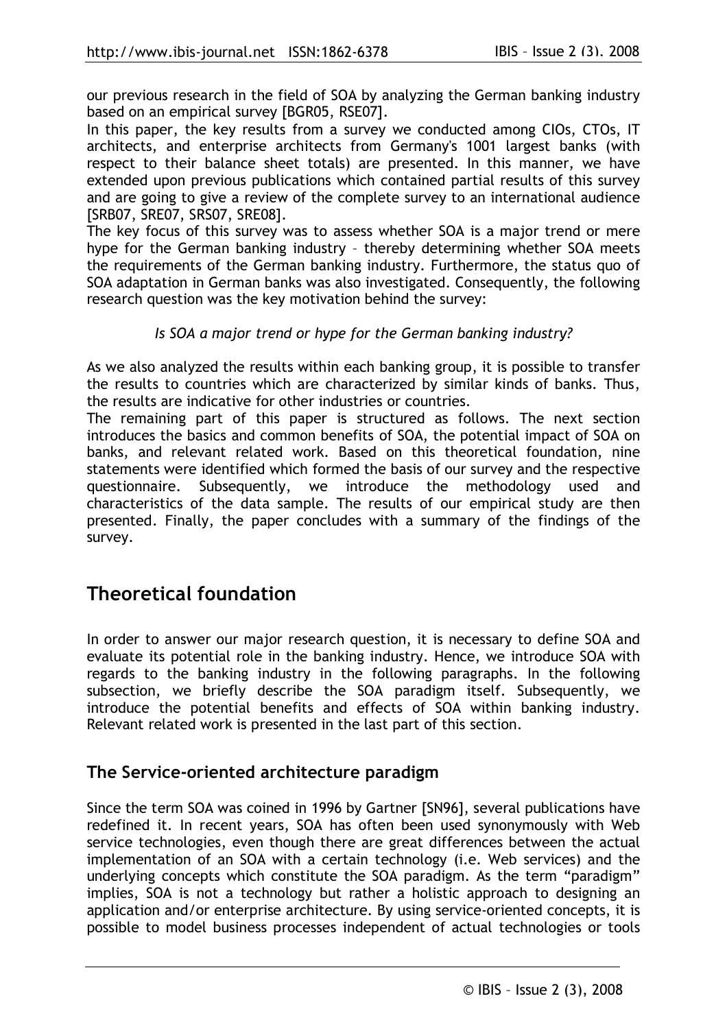our previous research in the field of SOA by analyzing the German banking industry based on an empirical survey [BGR05, RSE07].

In this paper, the key results from a survey we conducted among CIOs, CTOs, IT architects, and enterprise architects from Germany's 1001 largest banks (with respect to their balance sheet totals) are presented. In this manner, we have extended upon previous publications which contained partial results of this survey and are going to give a review of the complete survey to an international audience [SRB07, SRE07, SRS07, SRE08].

The key focus of this survey was to assess whether SOA is a major trend or mere hype for the German banking industry – thereby determining whether SOA meets the requirements of the German banking industry. Furthermore, the status quo of SOA adaptation in German banks was also investigated. Consequently, the following research question was the key motivation behind the survey:

*Is SOA a major trend or hype for the German banking industry?*

As we also analyzed the results within each banking group, it is possible to transfer the results to countries which are characterized by similar kinds of banks. Thus, the results are indicative for other industries or countries.

The remaining part of this paper is structured as follows. The next section introduces the basics and common benefits of SOA, the potential impact of SOA on banks, and relevant related work. Based on this theoretical foundation, nine statements were identified which formed the basis of our survey and the respective questionnaire. Subsequently, we introduce the methodology used and characteristics of the data sample. The results of our empirical study are then presented. Finally, the paper concludes with a summary of the findings of the survey.

# Theoretical foundation

In order to answer our major research question, it is necessary to define SOA and evaluate its potential role in the banking industry. Hence, we introduce SOA with regards to the banking industry in the following paragraphs. In the following subsection, we briefly describe the SOA paradigm itself. Subsequently, we introduce the potential benefits and effects of SOA within banking industry. Relevant related work is presented in the last part of this section.

## The Service-oriented architecture paradigm

Since the term SOA was coined in 1996 by Gartner [SN96], several publications have redefined it. In recent years, SOA has often been used synonymously with Web service technologies, even though there are great differences between the actual implementation of an SOA with a certain technology (i.e. Web services) and the underlying concepts which constitute the SOA paradigm. As the term "paradigm" implies, SOA is not a technology but rather a holistic approach to designing an application and/or enterprise architecture. By using service-oriented concepts, it is possible to model business processes independent of actual technologies or tools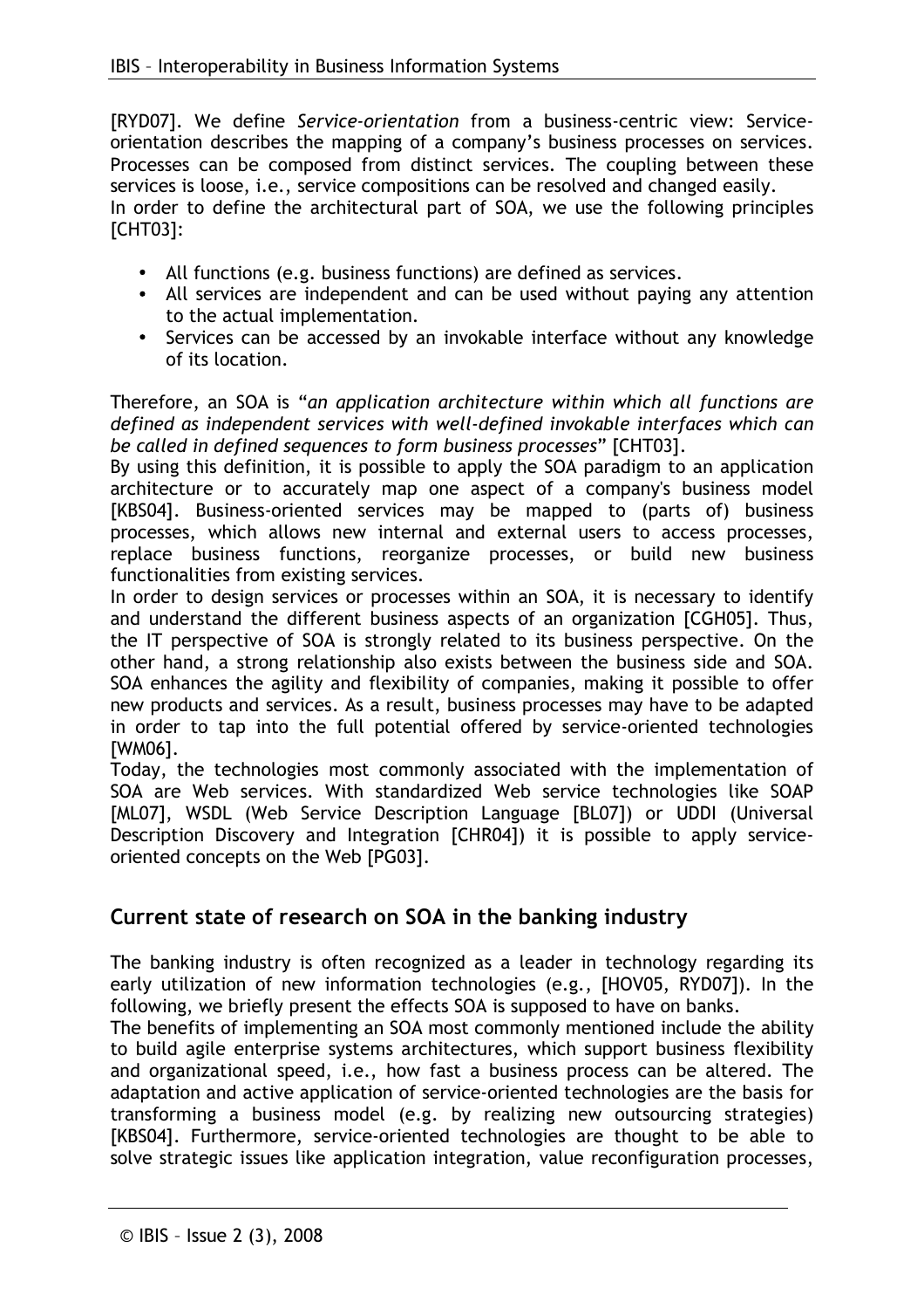[RYD07]. We define *Service-orientation* from a business-centric view: Service-orientation describes the mapping of a company's business processes on services. Processes can be composed from distinct services. The coupling between these services is loose, i.e., service compositions can be resolved and changed easily.
In order to define the architectural part of SOA, we use the following principles [CHT03]:

- All functions (e.g. business functions) are defined as services.
- All services are independent and can be used without paying any attention to the actual implementation.
- Services can be accessed by an invokable interface without any knowledge of its location.

Therefore, an SOA is "*an application architecture within which all functions are defined as independent services with well-defined invokable interfaces which can be called in defined sequences to form business processes*" [CHT03].
By using this definition, it is possible to apply the SOA paradigm to an application architecture or to accurately map one aspect of a company's business model [KBS04]. Business-oriented services may be mapped to (parts of) business processes, which allows new internal and external users to access processes, replace business functions, reorganize processes, or build new business functionalities from existing services.
In order to design services or processes within an SOA, it is necessary to identify and understand the different business aspects of an organization [CGH05]. Thus, the IT perspective of SOA is strongly related to its business perspective. On the other hand, a strong relationship also exists between the business side and SOA. SOA enhances the agility and flexibility of companies, making it possible to offer new products and services. As a result, business processes may have to be adapted in order to tap into the full potential offered by service-oriented technologies [WM06].
Today, the technologies most commonly associated with the implementation of SOA are Web services. With standardized Web service technologies like SOAP [ML07], WSDL (Web Service Description Language [BL07]) or UDDI (Universal Description Discovery and Integration [CHR04]) it is possible to apply service-oriented concepts on the Web [PG03].

## Current state of research on SOA in the banking industry

The banking industry is often recognized as a leader in technology regarding its early utilization of new information technologies (e.g., [HOV05, RYD07]). In the following, we briefly present the effects SOA is supposed to have on banks.
The benefits of implementing an SOA most commonly mentioned include the ability to build agile enterprise systems architectures, which support business flexibility and organizational speed, i.e., how fast a business process can be altered. The adaptation and active application of service-oriented technologies are the basis for transforming a business model (e.g. by realizing new outsourcing strategies) [KBS04]. Furthermore, service-oriented technologies are thought to be able to solve strategic issues like application integration, value reconfiguration processes,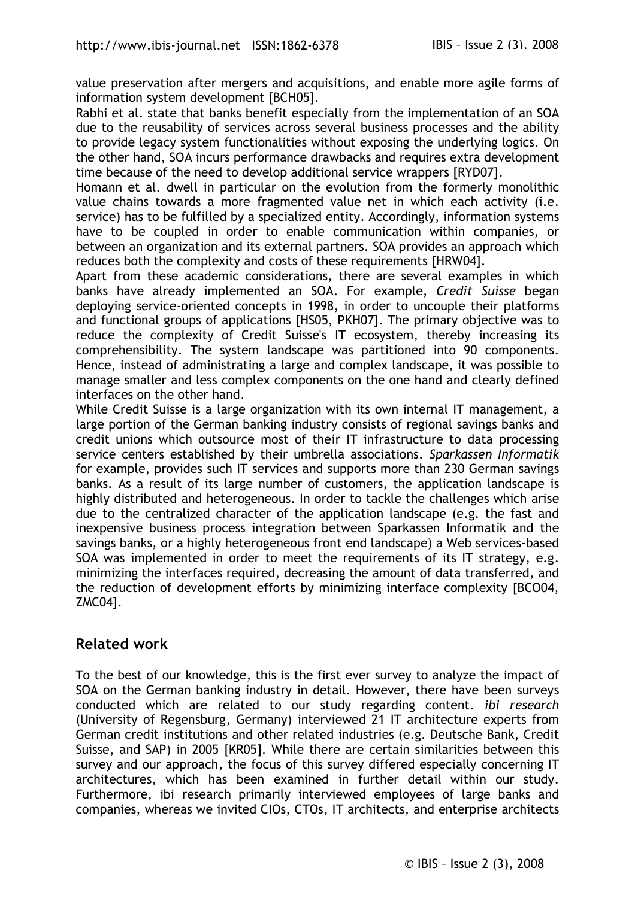value preservation after mergers and acquisitions, and enable more agile forms of information system development [BCH05].

Rabhi et al. state that banks benefit especially from the implementation of an SOA due to the reusability of services across several business processes and the ability to provide legacy system functionalities without exposing the underlying logics. On the other hand, SOA incurs performance drawbacks and requires extra development time because of the need to develop additional service wrappers [RYD07].

Homann et al. dwell in particular on the evolution from the formerly monolithic value chains towards a more fragmented value net in which each activity (i.e. service) has to be fulfilled by a specialized entity. Accordingly, information systems have to be coupled in order to enable communication within companies, or between an organization and its external partners. SOA provides an approach which reduces both the complexity and costs of these requirements [HRW04].

Apart from these academic considerations, there are several examples in which banks have already implemented an SOA. For example, *Credit Suisse* began deploying service-oriented concepts in 1998, in order to uncouple their platforms and functional groups of applications [HS05, PKH07]. The primary objective was to reduce the complexity of Credit Suisse's IT ecosystem, thereby increasing its comprehensibility. The system landscape was partitioned into 90 components. Hence, instead of administrating a large and complex landscape, it was possible to manage smaller and less complex components on the one hand and clearly defined interfaces on the other hand.

While Credit Suisse is a large organization with its own internal IT management, a large portion of the German banking industry consists of regional savings banks and credit unions which outsource most of their IT infrastructure to data processing service centers established by their umbrella associations. *Sparkassen Informatik* for example, provides such IT services and supports more than 230 German savings banks. As a result of its large number of customers, the application landscape is highly distributed and heterogeneous. In order to tackle the challenges which arise due to the centralized character of the application landscape (e.g. the fast and inexpensive business process integration between Sparkassen Informatik and the savings banks, or a highly heterogeneous front end landscape) a Web services-based SOA was implemented in order to meet the requirements of its IT strategy, e.g. minimizing the interfaces required, decreasing the amount of data transferred, and the reduction of development efforts by minimizing interface complexity [BCO04, ZMC04].

## Related work

To the best of our knowledge, this is the first ever survey to analyze the impact of SOA on the German banking industry in detail. However, there have been surveys conducted which are related to our study regarding content. *ibi research* (University of Regensburg, Germany) interviewed 21 IT architecture experts from German credit institutions and other related industries (e.g. Deutsche Bank, Credit Suisse, and SAP) in 2005 [KR05]. While there are certain similarities between this survey and our approach, the focus of this survey differed especially concerning IT architectures, which has been examined in further detail within our study. Furthermore, ibi research primarily interviewed employees of large banks and companies, whereas we invited CIOs, CTOs, IT architects, and enterprise architects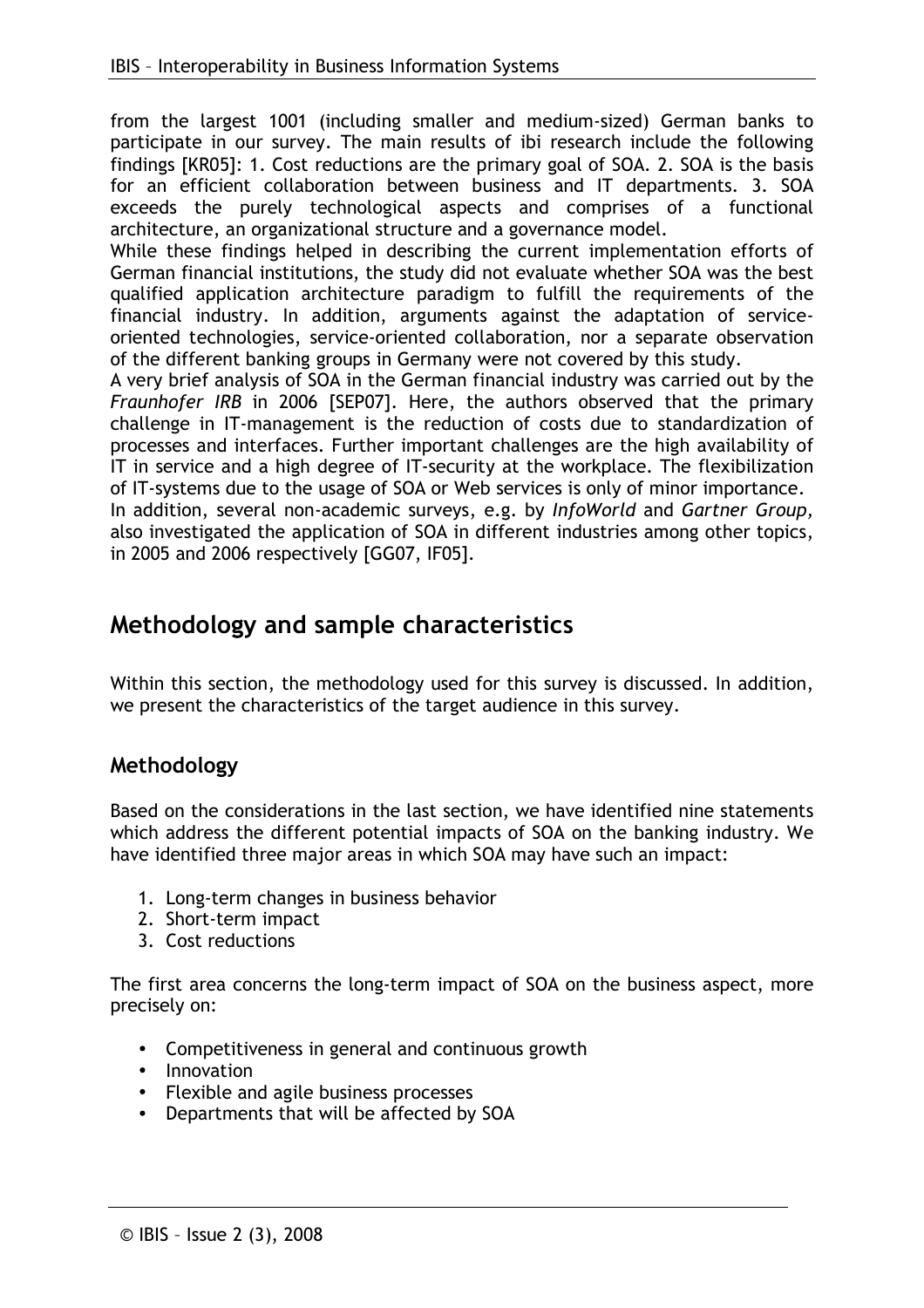from the largest 1001 (including smaller and medium-sized) German banks to participate in our survey. The main results of ibi research include the following findings [KR05]: 1. Cost reductions are the primary goal of SOA. 2. SOA is the basis for an efficient collaboration between business and IT departments. 3. SOA exceeds the purely technological aspects and comprises of a functional architecture, an organizational structure and a governance model.

While these findings helped in describing the current implementation efforts of German financial institutions, the study did not evaluate whether SOA was the best qualified application architecture paradigm to fulfill the requirements of the financial industry. In addition, arguments against the adaptation of service-oriented technologies, service-oriented collaboration, nor a separate observation of the different banking groups in Germany were not covered by this study.

A very brief analysis of SOA in the German financial industry was carried out by the *Fraunhofer IRB* in 2006 [SEP07]. Here, the authors observed that the primary challenge in IT-management is the reduction of costs due to standardization of processes and interfaces. Further important challenges are the high availability of IT in service and a high degree of IT-security at the workplace. The flexibilization of IT-systems due to the usage of SOA or Web services is only of minor importance.

In addition, several non-academic surveys, e.g. by *InfoWorld* and *Gartner Group,* also investigated the application of SOA in different industries among other topics, in 2005 and 2006 respectively [GG07, IF05].

## Methodology and sample characteristics

Within this section, the methodology used for this survey is discussed. In addition, we present the characteristics of the target audience in this survey.

### Methodology

Based on the considerations in the last section, we have identified nine statements which address the different potential impacts of SOA on the banking industry. We have identified three major areas in which SOA may have such an impact:

1. Long-term changes in business behavior
2. Short-term impact
3. Cost reductions

The first area concerns the long-term impact of SOA on the business aspect, more precisely on:

- Competitiveness in general and continuous growth
- Innovation
- Flexible and agile business processes
- Departments that will be affected by SOA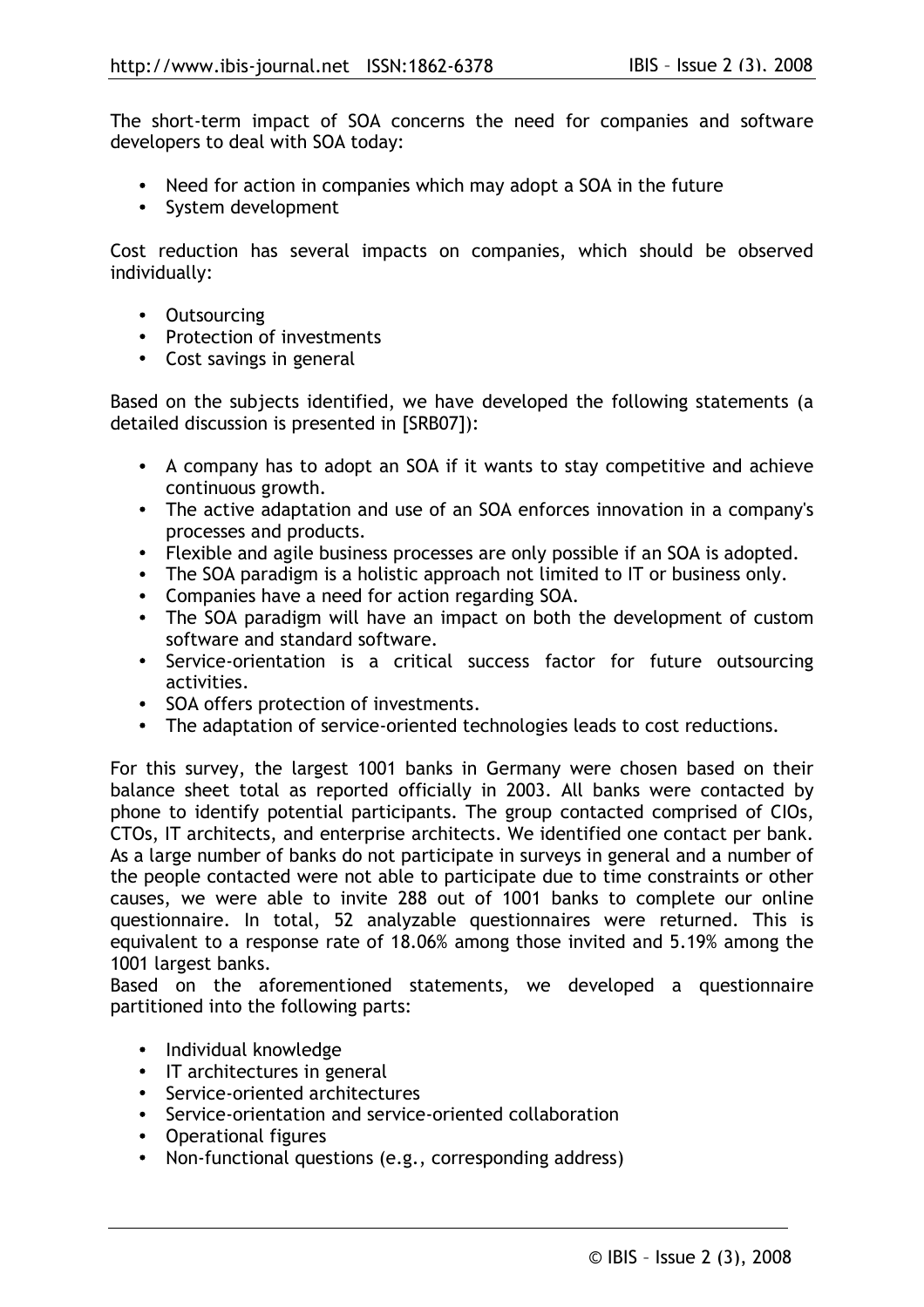The short-term impact of SOA concerns the need for companies and software developers to deal with SOA today:

- Need for action in companies which may adopt a SOA in the future
- System development

Cost reduction has several impacts on companies, which should be observed individually:

- Outsourcing
- Protection of investments
- Cost savings in general

Based on the subjects identified, we have developed the following statements (a detailed discussion is presented in [SRB07]):

- A company has to adopt an SOA if it wants to stay competitive and achieve continuous growth.
- The active adaptation and use of an SOA enforces innovation in a company's processes and products.
- Flexible and agile business processes are only possible if an SOA is adopted.
- The SOA paradigm is a holistic approach not limited to IT or business only.
- Companies have a need for action regarding SOA.
- The SOA paradigm will have an impact on both the development of custom software and standard software.
- Service-orientation is a critical success factor for future outsourcing activities.
- SOA offers protection of investments.
- The adaptation of service-oriented technologies leads to cost reductions.

For this survey, the largest 1001 banks in Germany were chosen based on their balance sheet total as reported officially in 2003. All banks were contacted by phone to identify potential participants. The group contacted comprised of CIOs, CTOs, IT architects, and enterprise architects. We identified one contact per bank. As a large number of banks do not participate in surveys in general and a number of the people contacted were not able to participate due to time constraints or other causes, we were able to invite 288 out of 1001 banks to complete our online questionnaire. In total, 52 analyzable questionnaires were returned. This is equivalent to a response rate of 18.06% among those invited and 5.19% among the 1001 largest banks.
Based on the aforementioned statements, we developed a questionnaire partitioned into the following parts:

- Individual knowledge
- IT architectures in general
- Service-oriented architectures
- Service-orientation and service-oriented collaboration
- Operational figures
- Non-functional questions (e.g., corresponding address)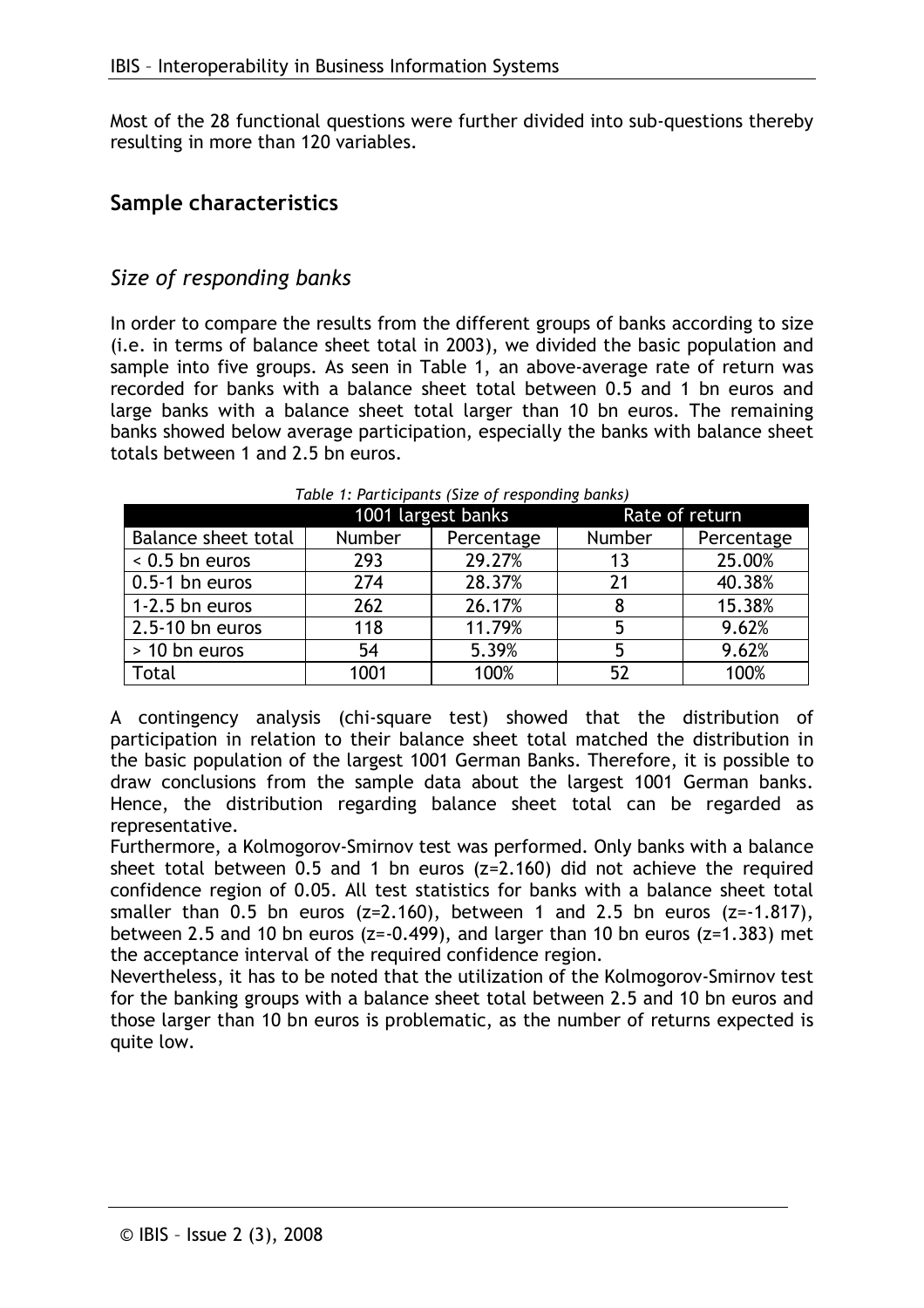Most of the 28 functional questions were further divided into sub-questions thereby resulting in more than 120 variables.

## Sample characteristics

### *Size of responding banks*

In order to compare the results from the different groups of banks according to size (i.e. in terms of balance sheet total in 2003), we divided the basic population and sample into five groups. As seen in Table 1, an above-average rate of return was recorded for banks with a balance sheet total between 0.5 and 1 bn euros and large banks with a balance sheet total larger than 10 bn euros. The remaining banks showed below average participation, especially the banks with balance sheet totals between 1 and 2.5 bn euros.

*Table 1: Participants (Size of responding banks)*

| | 1001 largest banks | | Rate of return | |
|---|---|---|---|---|
| Balance sheet total | Number | Percentage | Number | Percentage |
| < 0.5 bn euros | 293 | 29.27% | 13 | 25.00% |
| 0.5-1 bn euros | 274 | 28.37% | 21 | 40.38% |
| 1-2.5 bn euros | 262 | 26.17% | 8 | 15.38% |
| 2.5-10 bn euros | 118 | 11.79% | 5 | 9.62% |
| > 10 bn euros | 54 | 5.39% | 5 | 9.62% |
| Total | 1001 | 100% | 52 | 100% |

A contingency analysis (chi-square test) showed that the distribution of participation in relation to their balance sheet total matched the distribution in the basic population of the largest 1001 German Banks. Therefore, it is possible to draw conclusions from the sample data about the largest 1001 German banks. Hence, the distribution regarding balance sheet total can be regarded as representative.

Furthermore, a Kolmogorov-Smirnov test was performed. Only banks with a balance sheet total between 0.5 and 1 bn euros ($z=2.160$) did not achieve the required confidence region of 0.05. All test statistics for banks with a balance sheet total smaller than 0.5 bn euros ($z=2.160$), between 1 and 2.5 bn euros ($z=-1.817$), between 2.5 and 10 bn euros ($z=-0.499$), and larger than 10 bn euros ($z=1.383$) met the acceptance interval of the required confidence region.

Nevertheless, it has to be noted that the utilization of the Kolmogorov-Smirnov test for the banking groups with a balance sheet total between 2.5 and 10 bn euros and those larger than 10 bn euros is problematic, as the number of returns expected is quite low.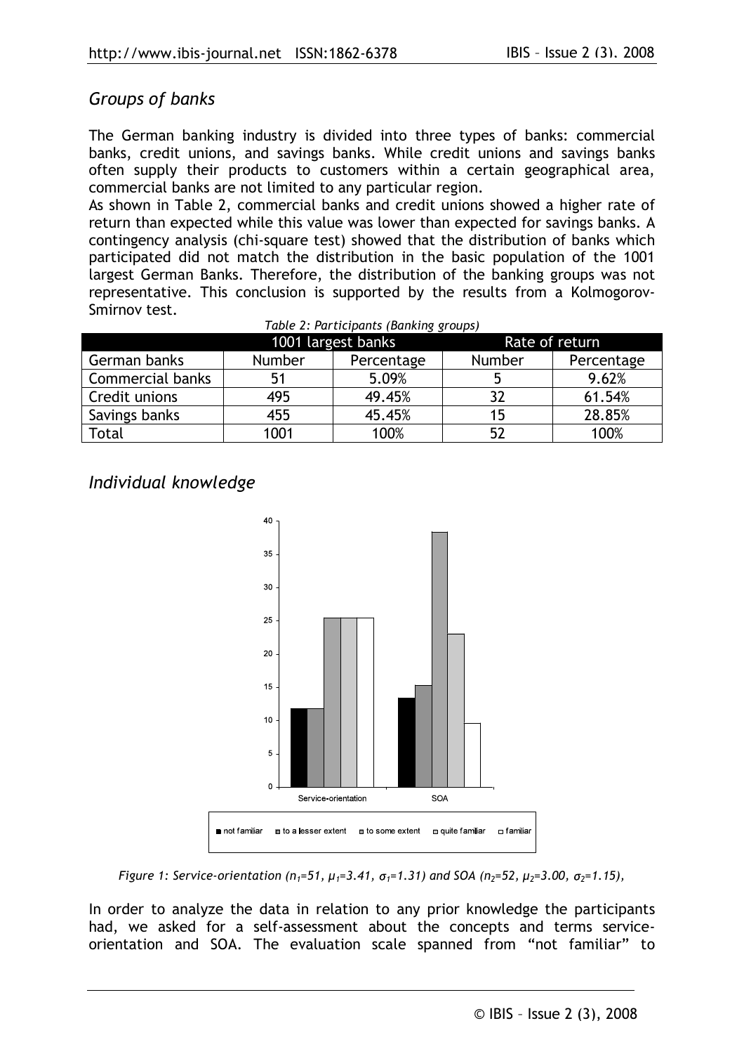## *Groups of banks*

The German banking industry is divided into three types of banks: commercial banks, credit unions, and savings banks. While credit unions and savings banks often supply their products to customers within a certain geographical area, commercial banks are not limited to any particular region.

As shown in Table 2, commercial banks and credit unions showed a higher rate of return than expected while this value was lower than expected for savings banks. A contingency analysis (chi-square test) showed that the distribution of banks which participated did not match the distribution in the basic population of the 1001 largest German Banks. Therefore, the distribution of the banking groups was not representative. This conclusion is supported by the results from a Kolmogorov-Smirnov test.

*Table 2: Participants (Banking groups)*

| | 1001 largest banks | | Rate of return | |
|---|---|---|---|---|
| German banks | Number | Percentage | Number | Percentage |
| Commercial banks | 51 | 5.09% | 5 | 9.62% |
| Credit unions | 495 | 49.45% | 32 | 61.54% |
| Savings banks | 455 | 45.45% | 15 | 28.85% |
| Total | 1001 | 100% | 52 | 100% |

## *Individual knowledge*

*Figure 1: Service-orientation ($n_1$=51, $\mu_1$=3.41, $\sigma_1$=1.31) and SOA ($n_2$=52, $\mu_2$=3.00, $\sigma_2$=1.15),*

In order to analyze the data in relation to any prior knowledge the participants had, we asked for a self-assessment about the concepts and terms service-orientation and SOA. The evaluation scale spanned from "not familiar" to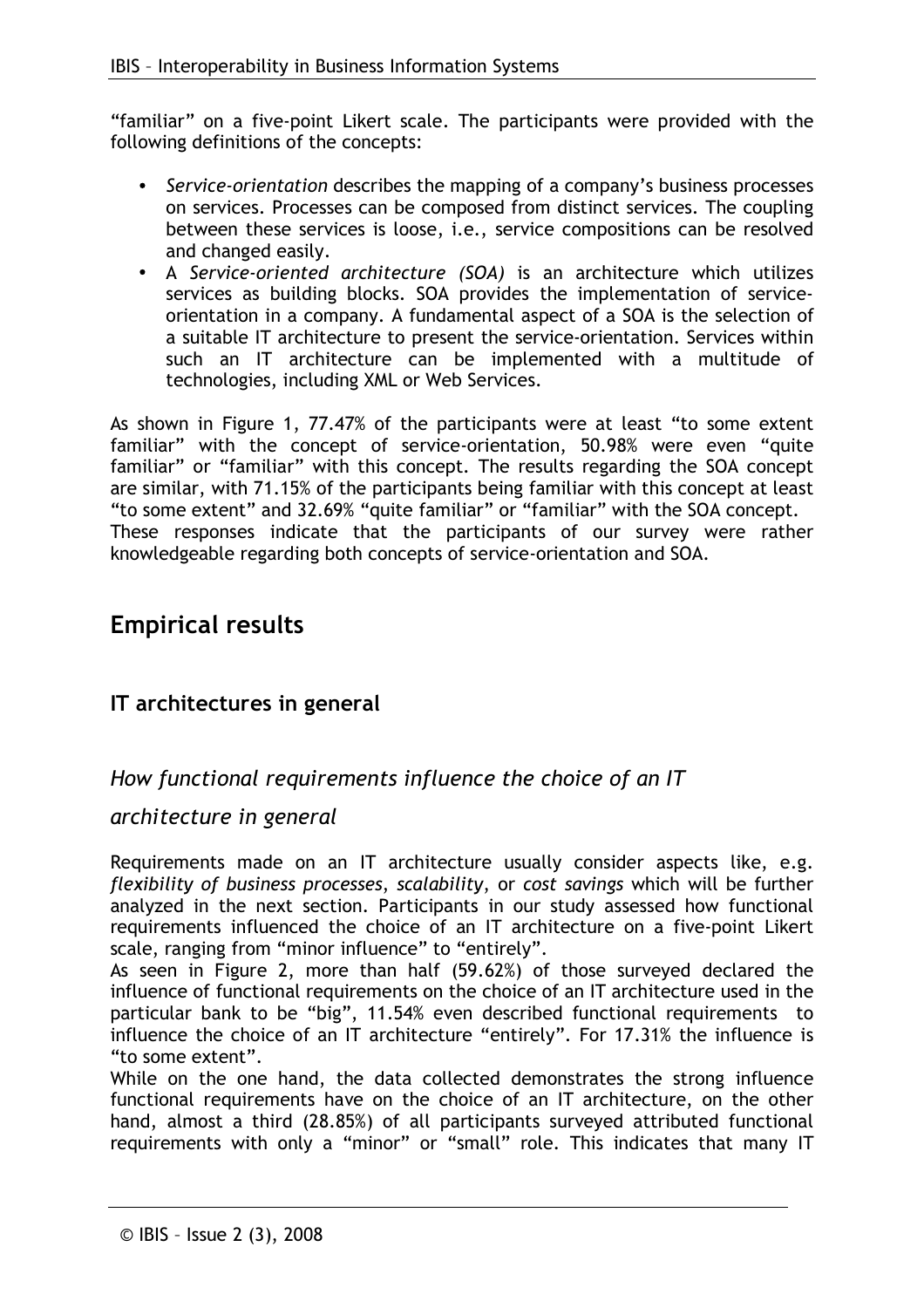"familiar" on a five-point Likert scale. The participants were provided with the following definitions of the concepts:

- *Service-orientation* describes the mapping of a company's business processes on services. Processes can be composed from distinct services. The coupling between these services is loose, i.e., service compositions can be resolved and changed easily.
- A *Service-oriented architecture (SOA)* is an architecture which utilizes services as building blocks. SOA provides the implementation of service-orientation in a company. A fundamental aspect of a SOA is the selection of a suitable IT architecture to present the service-orientation. Services within such an IT architecture can be implemented with a multitude of technologies, including XML or Web Services.

As shown in Figure 1, 77.47% of the participants were at least "to some extent familiar" with the concept of service-orientation, 50.98% were even "quite familiar" or "familiar" with this concept. The results regarding the SOA concept are similar, with 71.15% of the participants being familiar with this concept at least "to some extent" and 32.69% "quite familiar" or "familiar" with the SOA concept.
These responses indicate that the participants of our survey were rather knowledgeable regarding both concepts of service-orientation and SOA.

# Empirical results

## IT architectures in general

### *How functional requirements influence the choice of an IT architecture in general*

Requirements made on an IT architecture usually consider aspects like, e.g. *flexibility of business processes*, *scalability*, or *cost savings* which will be further analyzed in the next section. Participants in our study assessed how functional requirements influenced the choice of an IT architecture on a five-point Likert scale, ranging from "minor influence" to "entirely".
As seen in Figure 2, more than half (59.62%) of those surveyed declared the influence of functional requirements on the choice of an IT architecture used in the particular bank to be "big", 11.54% even described functional requirements to influence the choice of an IT architecture "entirely". For 17.31% the influence is "to some extent".
While on the one hand, the data collected demonstrates the strong influence functional requirements have on the choice of an IT architecture, on the other hand, almost a third (28.85%) of all participants surveyed attributed functional requirements with only a "minor" or "small" role. This indicates that many IT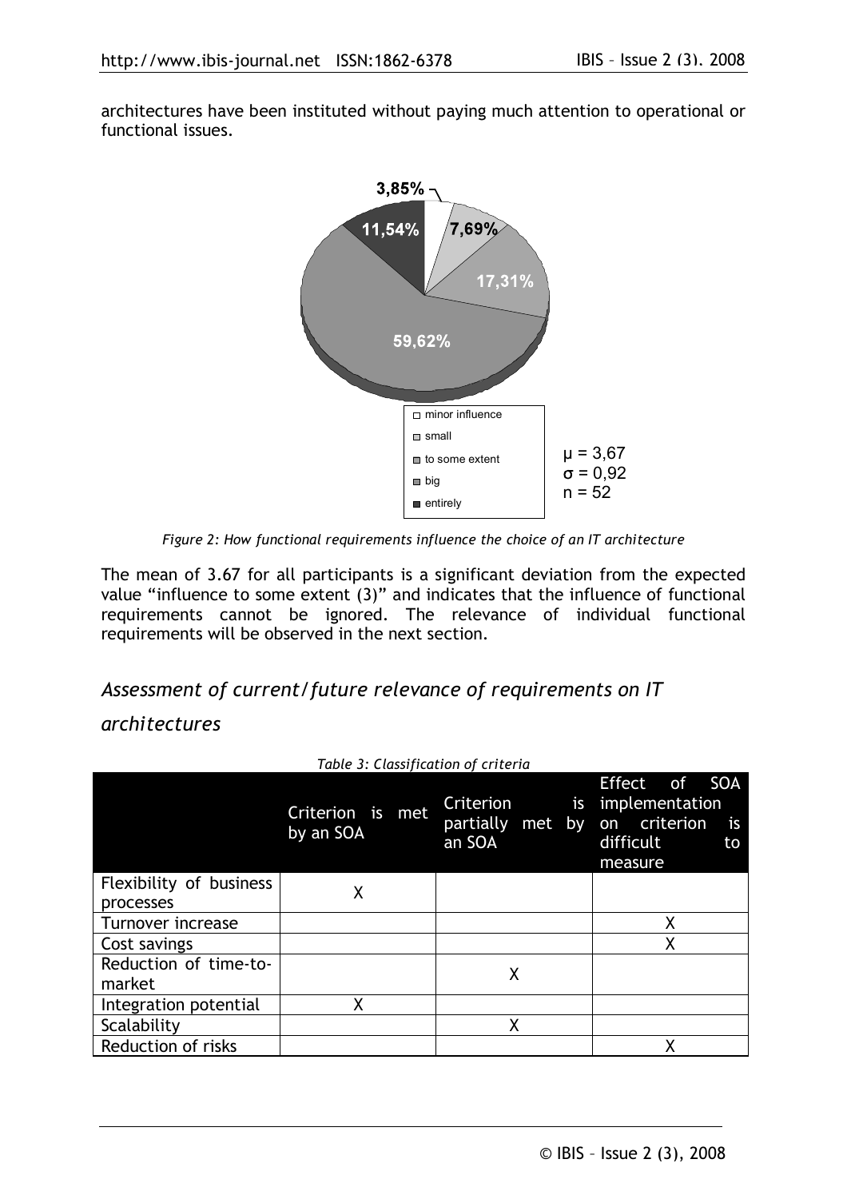architectures have been instituted without paying much attention to operational or functional issues.

*Figure 2: How functional requirements influence the choice of an IT architecture*

The mean of 3.67 for all participants is a significant deviation from the expected value "influence to some extent (3)" and indicates that the influence of functional requirements cannot be ignored. The relevance of individual functional requirements will be observed in the next section.

## *Assessment of current/future relevance of requirements on IT architectures*

*Table 3: Classification of criteria*

| | Criterion is met by an SOA | Criterion is partially met by an SOA | Effect of SOA implementation on criterion is difficult to measure |
|---|---|---|---|
| Flexibility of business processes | X | | |
| Turnover increase | | | X |
| Cost savings | | | X |
| Reduction of time-to-market | | X | |
| Integration potential | X | | |
| Scalability | | X | |
| Reduction of risks | | | X |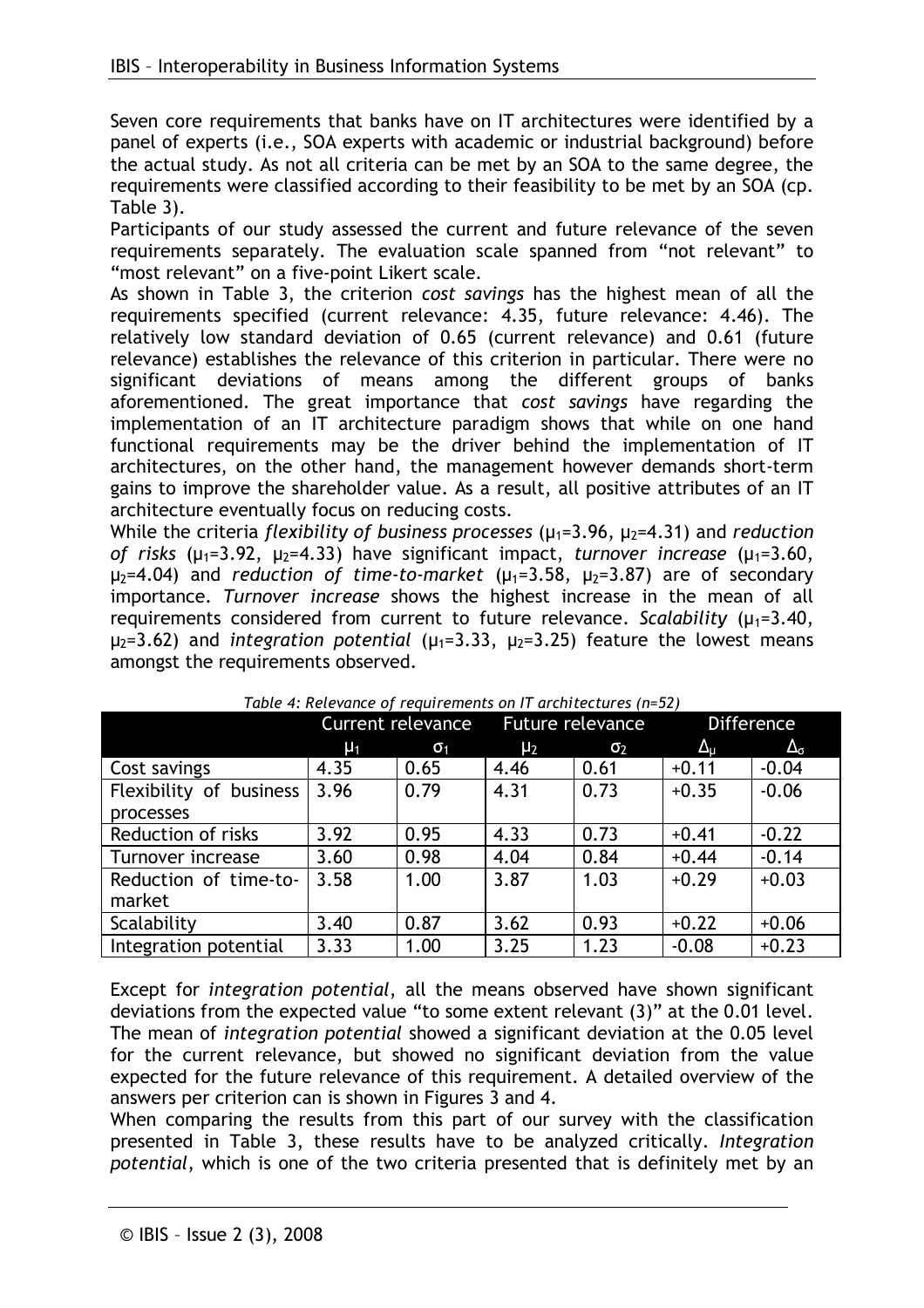Seven core requirements that banks have on IT architectures were identified by a panel of experts (i.e., SOA experts with academic or industrial background) before the actual study. As not all criteria can be met by an SOA to the same degree, the requirements were classified according to their feasibility to be met by an SOA (cp. Table 3).

Participants of our study assessed the current and future relevance of the seven requirements separately. The evaluation scale spanned from "not relevant" to "most relevant" on a five-point Likert scale.

As shown in Table 3, the criterion *cost savings* has the highest mean of all the requirements specified (current relevance: 4.35, future relevance: 4.46). The relatively low standard deviation of 0.65 (current relevance) and 0.61 (future relevance) establishes the relevance of this criterion in particular. There were no significant deviations of means among the different groups of banks aforementioned. The great importance that *cost savings* have regarding the implementation of an IT architecture paradigm shows that while on one hand functional requirements may be the driver behind the implementation of IT architectures, on the other hand, the management however demands short-term gains to improve the shareholder value. As a result, all positive attributes of an IT architecture eventually focus on reducing costs.

While the criteria *flexibility of business processes* ($\mu_1$=3.96, $\mu_2$=4.31) and *reduction of risks* ($\mu_1$=3.92, $\mu_2$=4.33) have significant impact, *turnover increase* ($\mu_1$=3.60, $\mu_2$=4.04) and *reduction of time-to-market* ($\mu_1$=3.58, $\mu_2$=3.87) are of secondary importance. *Turnover increase* shows the highest increase in the mean of all requirements considered from current to future relevance. *Scalability* ($\mu_1$=3.40, $\mu_2$=3.62) and *integration potential* ($\mu_1$=3.33, $\mu_2$=3.25) feature the lowest means amongst the requirements observed.

*Table 4: Relevance of requirements on IT architectures (n=52)*

| | Current relevance | | Future relevance | | Difference | |
|---|---|---|---|---|---|---|
| | $\mu_1$ | $\sigma_1$ | $\mu_2$ | $\sigma_2$ | $\Delta_\mu$ | $\Delta_\sigma$ |
| Cost savings | 4.35 | 0.65 | 4.46 | 0.61 | +0.11 | -0.04 |
| Flexibility of business processes | 3.96 | 0.79 | 4.31 | 0.73 | +0.35 | -0.06 |
| Reduction of risks | 3.92 | 0.95 | 4.33 | 0.73 | +0.41 | -0.22 |
| Turnover increase | 3.60 | 0.98 | 4.04 | 0.84 | +0.44 | -0.14 |
| Reduction of time-to-market | 3.58 | 1.00 | 3.87 | 1.03 | +0.29 | +0.03 |
| Scalability | 3.40 | 0.87 | 3.62 | 0.93 | +0.22 | +0.06 |
| Integration potential | 3.33 | 1.00 | 3.25 | 1.23 | -0.08 | +0.23 |

Except for *integration potential*, all the means observed have shown significant deviations from the expected value "to some extent relevant (3)" at the 0.01 level. The mean of *integration potential* showed a significant deviation at the 0.05 level for the current relevance, but showed no significant deviation from the value expected for the future relevance of this requirement. A detailed overview of the answers per criterion can is shown in Figures 3 and 4.

When comparing the results from this part of our survey with the classification presented in Table 3, these results have to be analyzed critically. *Integration potential*, which is one of the two criteria presented that is definitely met by an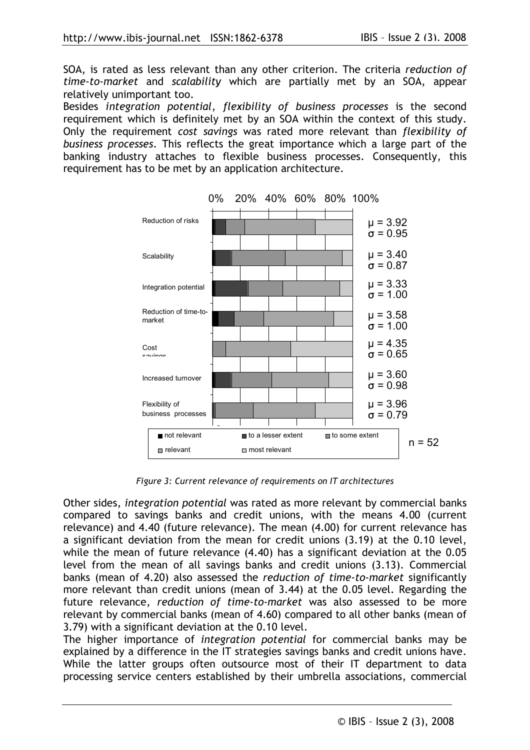SOA, is rated as less relevant than any other criterion. The criteria *reduction of time-to-market* and *scalability* which are partially met by an SOA, appear relatively unimportant too.

Besides *integration potential*, *flexibility of business processes* is the second requirement which is definitely met by an SOA within the context of this study. Only the requirement *cost savings* was rated more relevant than *flexibility of business processes*. This reflects the great importance which a large part of the banking industry attaches to flexible business processes. Consequently, this requirement has to be met by an application architecture.

| Requirement | Mean | Std. dev. |
|---|---|---|
| Reduction of risks | $\mu = 3.92$ | $\sigma = 0.95$ |
| Scalability | $\mu = 3.40$ | $\sigma = 0.87$ |
| Integration potential | $\mu = 3.33$ | $\sigma = 1.00$ |
| Reduction of time-to-market | $\mu = 3.58$ | $\sigma = 1.00$ |
| Cost savings | $\mu = 4.35$ | $\sigma = 0.65$ |
| Increased turnover | $\mu = 3.60$ | $\sigma = 0.98$ |
| Flexibility of business processes | $\mu = 3.96$ | $\sigma = 0.79$ |

Legend: not relevant; to a lesser extent; to some extent; relevant; most relevant. n = 52

*Figure 3: Current relevance of requirements on IT architectures*

Other sides, *integration potential* was rated as more relevant by commercial banks compared to savings banks and credit unions, with the means 4.00 (current relevance) and 4.40 (future relevance). The mean (4.00) for current relevance has a significant deviation from the mean for credit unions (3.19) at the 0.10 level, while the mean of future relevance (4.40) has a significant deviation at the 0.05 level from the mean of all savings banks and credit unions (3.13). Commercial banks (mean of 4.20) also assessed the *reduction of time-to-market* significantly more relevant than credit unions (mean of 3.44) at the 0.05 level. Regarding the future relevance, *reduction of time-to-market* was also assessed to be more relevant by commercial banks (mean of 4.60) compared to all other banks (mean of 3.79) with a significant deviation at the 0.10 level.

The higher importance of *integration potential* for commercial banks may be explained by a difference in the IT strategies savings banks and credit unions have. While the latter groups often outsource most of their IT department to data processing service centers established by their umbrella associations, commercial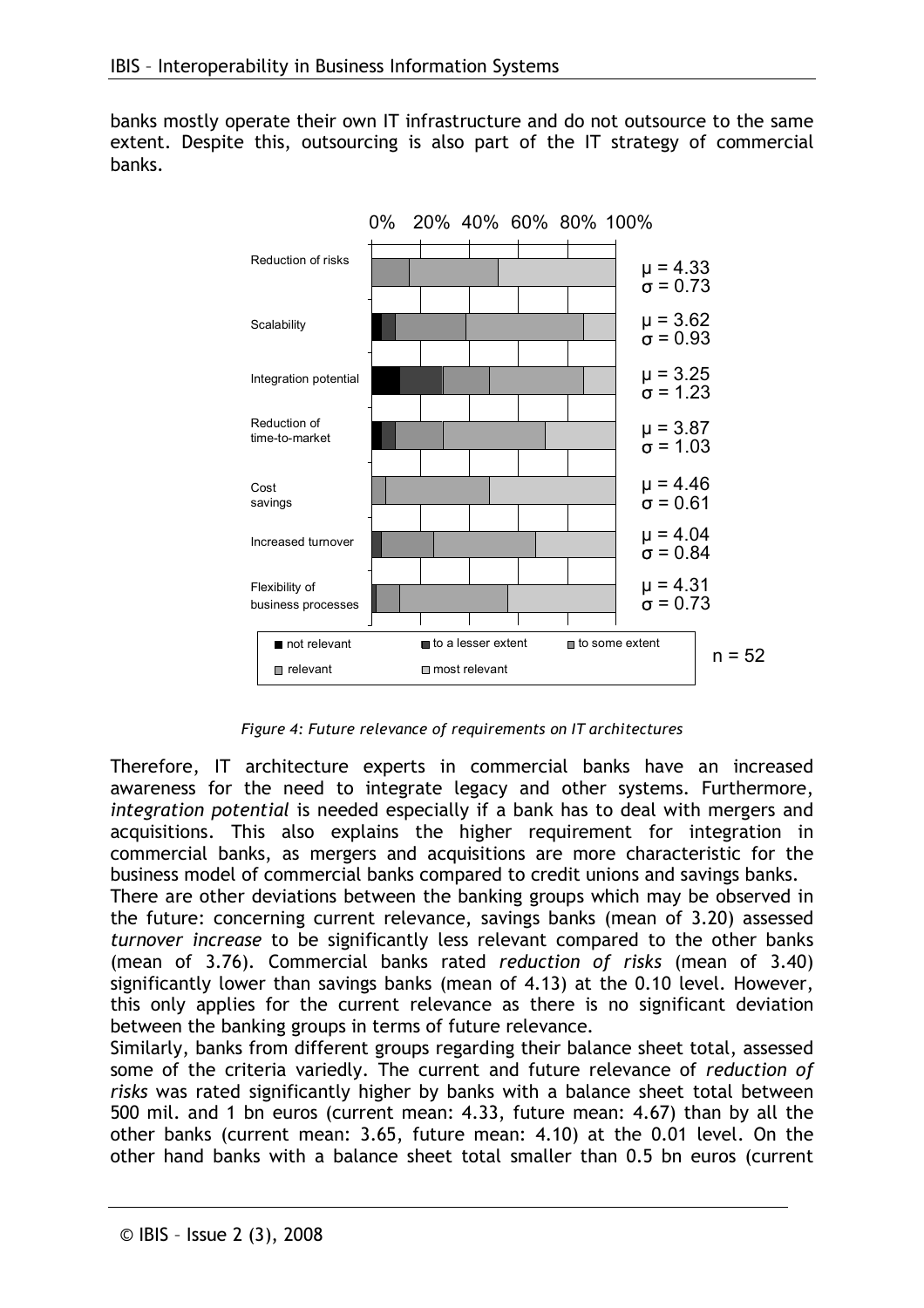banks mostly operate their own IT infrastructure and do not outsource to the same extent. Despite this, outsourcing is also part of the IT strategy of commercial banks.

| Requirement | Statistics |
| --- | --- |
| Reduction of risks | $\mu = 4.33$, $\sigma = 0.73$ |
| Scalability | $\mu = 3.62$, $\sigma = 0.93$ |
| Integration potential | $\mu = 3.25$, $\sigma = 1.23$ |
| Reduction of time-to-market | $\mu = 3.87$, $\sigma = 1.03$ |
| Cost savings | $\mu = 4.46$, $\sigma = 0.61$ |
| Increased turnover | $\mu = 4.04$, $\sigma = 0.84$ |
| Flexibility of business processes | $\mu = 4.31$, $\sigma = 0.73$ |

Legend: not relevant; to a lesser extent; to some extent; relevant; most relevant. $n = 52$

*Figure 4: Future relevance of requirements on IT architectures*

Therefore, IT architecture experts in commercial banks have an increased awareness for the need to integrate legacy and other systems. Furthermore, *integration potential* is needed especially if a bank has to deal with mergers and acquisitions. This also explains the higher requirement for integration in commercial banks, as mergers and acquisitions are more characteristic for the business model of commercial banks compared to credit unions and savings banks.

There are other deviations between the banking groups which may be observed in the future: concerning current relevance, savings banks (mean of 3.20) assessed *turnover increase* to be significantly less relevant compared to the other banks (mean of 3.76). Commercial banks rated *reduction of risks* (mean of 3.40) significantly lower than savings banks (mean of 4.13) at the 0.10 level. However, this only applies for the current relevance as there is no significant deviation between the banking groups in terms of future relevance.

Similarly, banks from different groups regarding their balance sheet total, assessed some of the criteria variedly. The current and future relevance of *reduction of risks* was rated significantly higher by banks with a balance sheet total between 500 mil. and 1 bn euros (current mean: 4.33, future mean: 4.67) than by all the other banks (current mean: 3.65, future mean: 4.10) at the 0.01 level. On the other hand banks with a balance sheet total smaller than 0.5 bn euros (current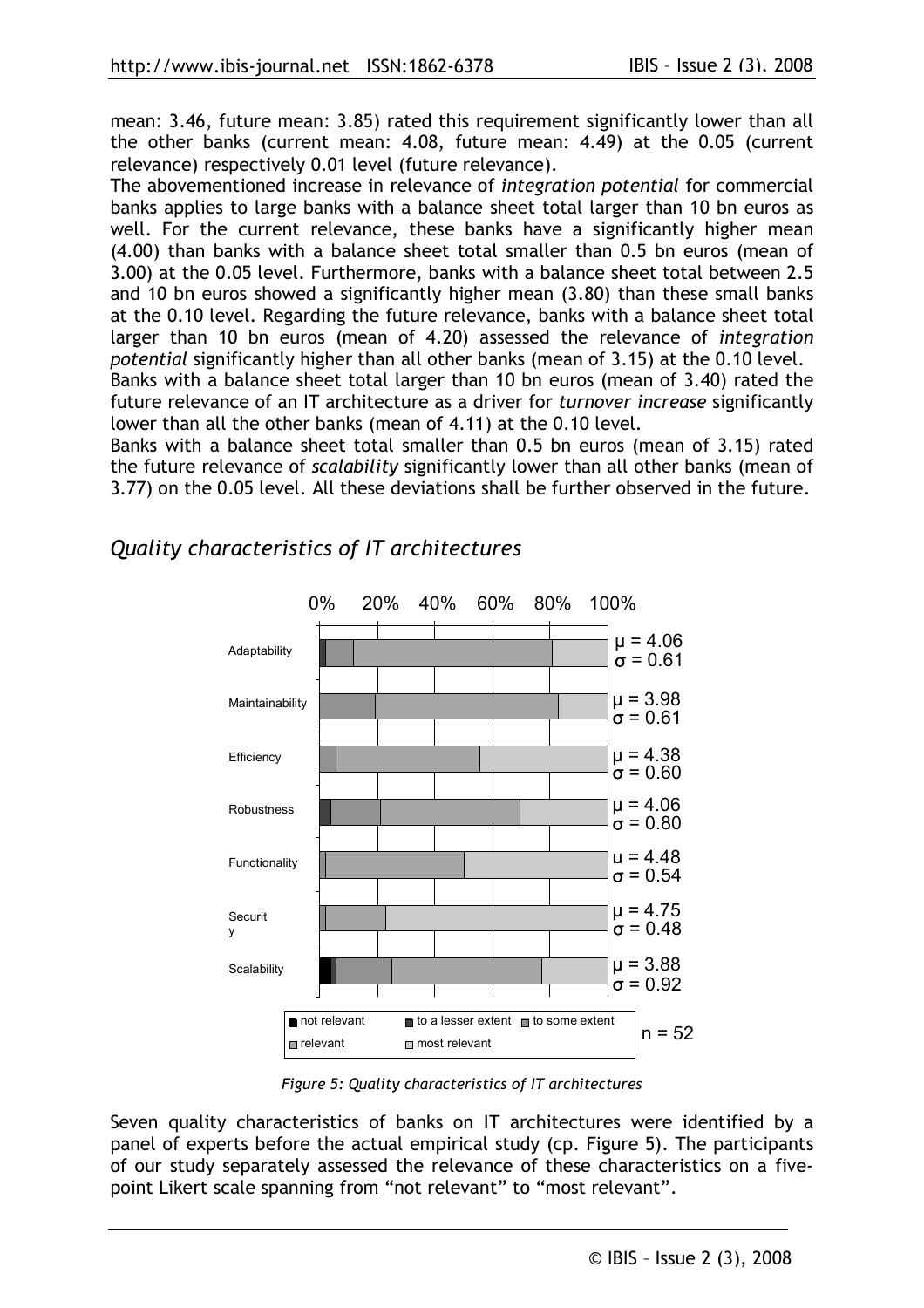mean: 3.46, future mean: 3.85) rated this requirement significantly lower than all the other banks (current mean: 4.08, future mean: 4.49) at the 0.05 (current relevance) respectively 0.01 level (future relevance).

The abovementioned increase in relevance of *integration potential* for commercial banks applies to large banks with a balance sheet total larger than 10 bn euros as well. For the current relevance, these banks have a significantly higher mean (4.00) than banks with a balance sheet total smaller than 0.5 bn euros (mean of 3.00) at the 0.05 level. Furthermore, banks with a balance sheet total between 2.5 and 10 bn euros showed a significantly higher mean (3.80) than these small banks at the 0.10 level. Regarding the future relevance, banks with a balance sheet total larger than 10 bn euros (mean of 4.20) assessed the relevance of *integration potential* significantly higher than all other banks (mean of 3.15) at the 0.10 level.

Banks with a balance sheet total larger than 10 bn euros (mean of 3.40) rated the future relevance of an IT architecture as a driver for *turnover increase* significantly lower than all the other banks (mean of 4.11) at the 0.10 level.

Banks with a balance sheet total smaller than 0.5 bn euros (mean of 3.15) rated the future relevance of *scalability* significantly lower than all other banks (mean of 3.77) on the 0.05 level. All these deviations shall be further observed in the future.

## *Quality characteristics of IT architectures*

| Characteristic | μ | σ |
|---|---|---|
| Adaptability | 4.06 | 0.61 |
| Maintainability | 3.98 | 0.61 |
| Efficiency | 4.38 | 0.60 |
| Robustness | 4.06 | 0.80 |
| Functionality | 4.48 | 0.54 |
| Security | 4.75 | 0.48 |
| Scalability | 3.88 | 0.92 |

Legend: not relevant, to a lesser extent, to some extent, relevant, most relevant; n = 52

*Figure 5: Quality characteristics of IT architectures*

Seven quality characteristics of banks on IT architectures were identified by a panel of experts before the actual empirical study (cp. Figure 5). The participants of our study separately assessed the relevance of these characteristics on a five-point Likert scale spanning from "not relevant" to "most relevant".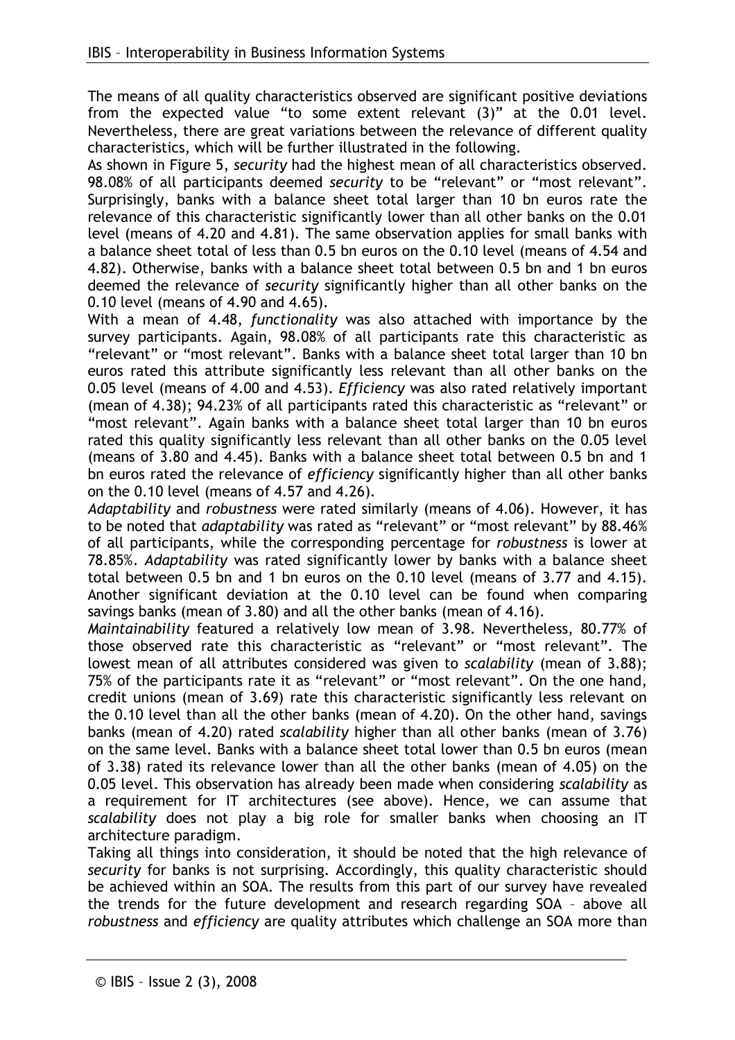The means of all quality characteristics observed are significant positive deviations from the expected value "to some extent relevant (3)" at the 0.01 level. Nevertheless, there are great variations between the relevance of different quality characteristics, which will be further illustrated in the following.

As shown in Figure 5, *security* had the highest mean of all characteristics observed. 98.08% of all participants deemed *security* to be "relevant" or "most relevant". Surprisingly, banks with a balance sheet total larger than 10 bn euros rate the relevance of this characteristic significantly lower than all other banks on the 0.01 level (means of 4.20 and 4.81). The same observation applies for small banks with a balance sheet total of less than 0.5 bn euros on the 0.10 level (means of 4.54 and 4.82). Otherwise, banks with a balance sheet total between 0.5 bn and 1 bn euros deemed the relevance of *security* significantly higher than all other banks on the 0.10 level (means of 4.90 and 4.65).

With a mean of 4.48, *functionality* was also attached with importance by the survey participants. Again, 98.08% of all participants rate this characteristic as "relevant" or "most relevant". Banks with a balance sheet total larger than 10 bn euros rated this attribute significantly less relevant than all other banks on the 0.05 level (means of 4.00 and 4.53). *Efficiency* was also rated relatively important (mean of 4.38); 94.23% of all participants rated this characteristic as "relevant" or "most relevant". Again banks with a balance sheet total larger than 10 bn euros rated this quality significantly less relevant than all other banks on the 0.05 level (means of 3.80 and 4.45). Banks with a balance sheet total between 0.5 bn and 1 bn euros rated the relevance of *efficiency* significantly higher than all other banks on the 0.10 level (means of 4.57 and 4.26).

*Adaptability* and *robustness* were rated similarly (means of 4.06). However, it has to be noted that *adaptability* was rated as "relevant" or "most relevant" by 88.46% of all participants, while the corresponding percentage for *robustness* is lower at 78.85%. *Adaptability* was rated significantly lower by banks with a balance sheet total between 0.5 bn and 1 bn euros on the 0.10 level (means of 3.77 and 4.15). Another significant deviation at the 0.10 level can be found when comparing savings banks (mean of 3.80) and all the other banks (mean of 4.16).

*Maintainability* featured a relatively low mean of 3.98. Nevertheless, 80.77% of those observed rate this characteristic as "relevant" or "most relevant". The lowest mean of all attributes considered was given to *scalability* (mean of 3.88); 75% of the participants rate it as "relevant" or "most relevant". On the one hand, credit unions (mean of 3.69) rate this characteristic significantly less relevant on the 0.10 level than all the other banks (mean of 4.20). On the other hand, savings banks (mean of 4.20) rated *scalability* higher than all other banks (mean of 3.76) on the same level. Banks with a balance sheet total lower than 0.5 bn euros (mean of 3.38) rated its relevance lower than all the other banks (mean of 4.05) on the 0.05 level. This observation has already been made when considering *scalability* as a requirement for IT architectures (see above). Hence, we can assume that *scalability* does not play a big role for smaller banks when choosing an IT architecture paradigm.

Taking all things into consideration, it should be noted that the high relevance of *security* for banks is not surprising. Accordingly, this quality characteristic should be achieved within an SOA. The results from this part of our survey have revealed the trends for the future development and research regarding SOA – above all *robustness* and *efficiency* are quality attributes which challenge an SOA more than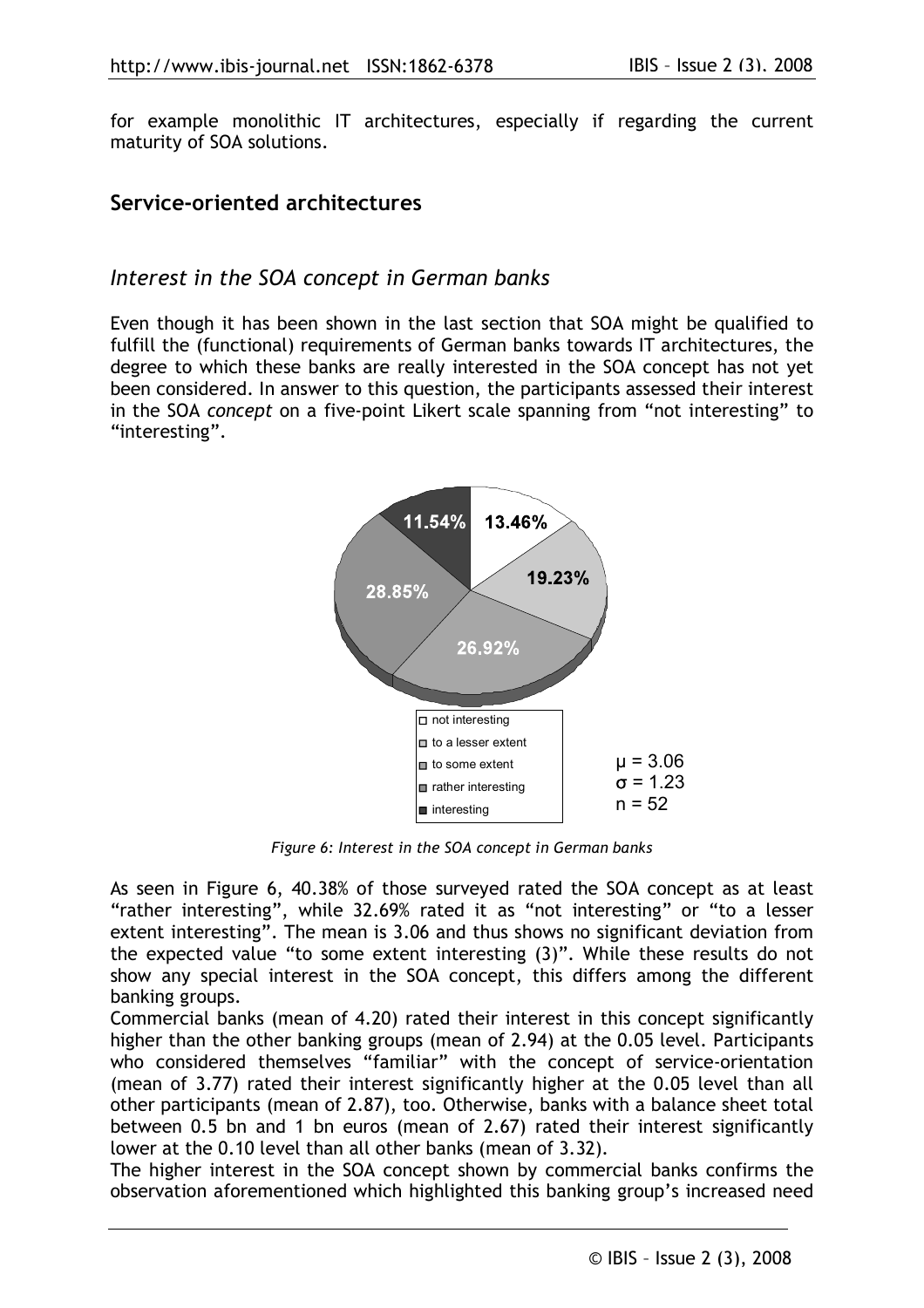for example monolithic IT architectures, especially if regarding the current maturity of SOA solutions.

## Service-oriented architectures

### *Interest in the SOA concept in German banks*

Even though it has been shown in the last section that SOA might be qualified to fulfill the (functional) requirements of German banks towards IT architectures, the degree to which these banks are really interested in the SOA concept has not yet been considered. In answer to this question, the participants assessed their interest in the SOA *concept* on a five-point Likert scale spanning from "not interesting" to "interesting".

| Rating | Share |
|---|---|
| not interesting | 13.46% |
| to a lesser extent | 19.23% |
| to some extent | 26.92% |
| rather interesting | 28.85% |
| interesting | 11.54% |

$\mu = 3.06$
$\sigma = 1.23$
$n = 52$

*Figure 6: Interest in the SOA concept in German banks*

As seen in Figure 6, 40.38% of those surveyed rated the SOA concept as at least "rather interesting", while 32.69% rated it as "not interesting" or "to a lesser extent interesting". The mean is 3.06 and thus shows no significant deviation from the expected value "to some extent interesting (3)". While these results do not show any special interest in the SOA concept, this differs among the different banking groups.

Commercial banks (mean of 4.20) rated their interest in this concept significantly higher than the other banking groups (mean of 2.94) at the 0.05 level. Participants who considered themselves "familiar" with the concept of service-orientation (mean of 3.77) rated their interest significantly higher at the 0.05 level than all other participants (mean of 2.87), too. Otherwise, banks with a balance sheet total between 0.5 bn and 1 bn euros (mean of 2.67) rated their interest significantly lower at the 0.10 level than all other banks (mean of 3.32).

The higher interest in the SOA concept shown by commercial banks confirms the observation aforementioned which highlighted this banking group's increased need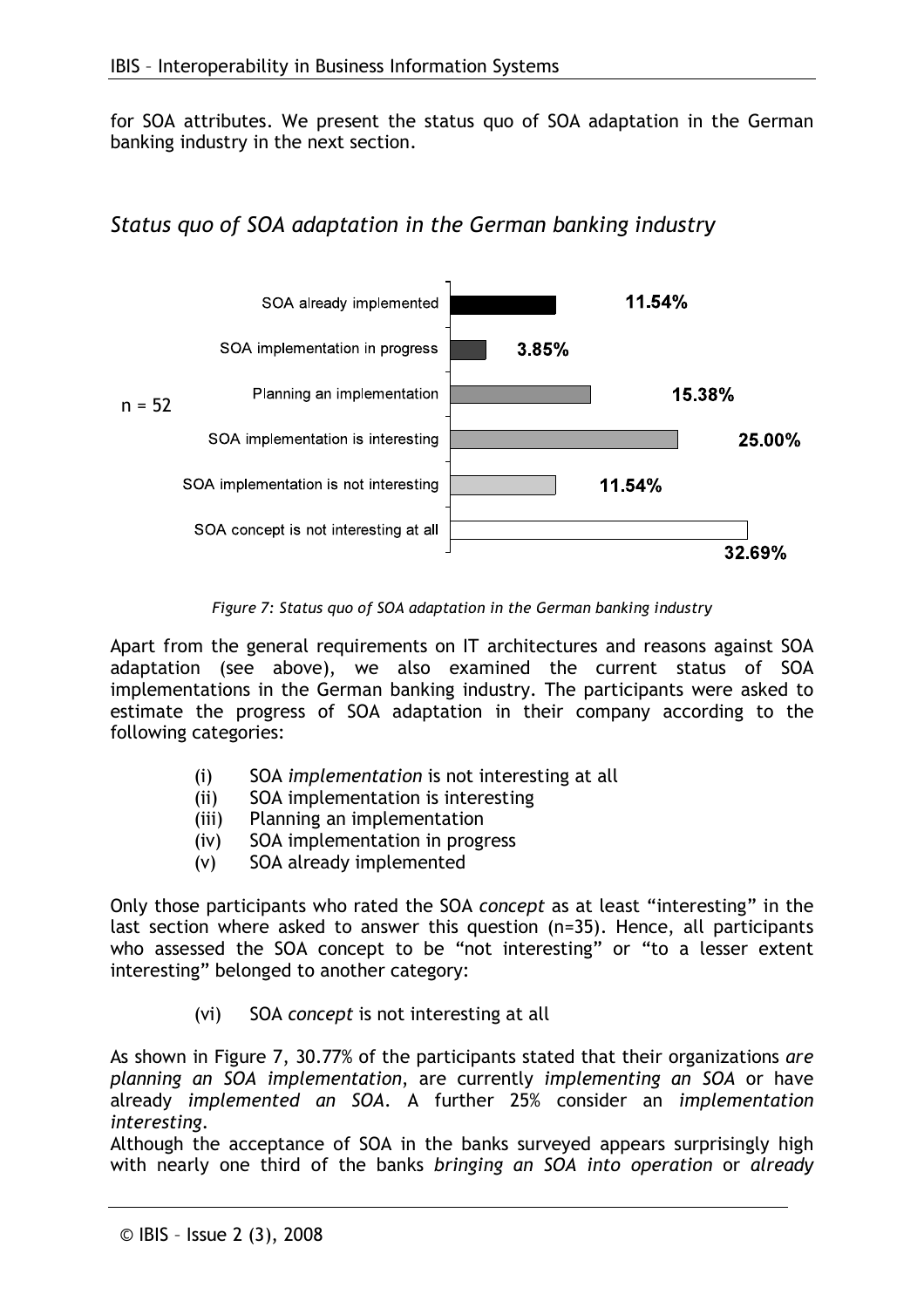for SOA attributes. We present the status quo of SOA adaptation in the German banking industry in the next section.

## *Status quo of SOA adaptation in the German banking industry*

| n = 52 | |
|---|---|
| SOA already implemented | 11.54% |
| SOA implementation in progress | 3.85% |
| Planning an implementation | 15.38% |
| SOA implementation is interesting | 25.00% |
| SOA implementation is not interesting | 11.54% |
| SOA concept is not interesting at all | 32.69% |

*Figure 7: Status quo of SOA adaptation in the German banking industry*

Apart from the general requirements on IT architectures and reasons against SOA adaptation (see above), we also examined the current status of SOA implementations in the German banking industry. The participants were asked to estimate the progress of SOA adaptation in their company according to the following categories:

(i) SOA *implementation* is not interesting at all
(ii) SOA implementation is interesting
(iii) Planning an implementation
(iv) SOA implementation in progress
(v) SOA already implemented

Only those participants who rated the SOA *concept* as at least "interesting" in the last section where asked to answer this question (n=35). Hence, all participants who assessed the SOA concept to be "not interesting" or "to a lesser extent interesting" belonged to another category:

(vi) SOA *concept* is not interesting at all

As shown in Figure 7, 30.77% of the participants stated that their organizations *are planning an SOA implementation*, are currently *implementing an SOA* or have already *implemented an SOA*. A further 25% consider an *implementation interesting*.
Although the acceptance of SOA in the banks surveyed appears surprisingly high with nearly one third of the banks *bringing an SOA into operation* or *already*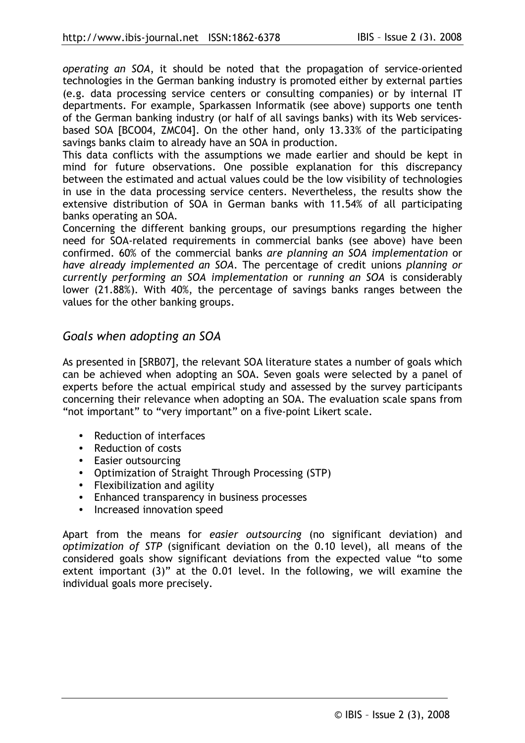*operating an SOA*, it should be noted that the propagation of service-oriented technologies in the German banking industry is promoted either by external parties (e.g. data processing service centers or consulting companies) or by internal IT departments. For example, Sparkassen Informatik (see above) supports one tenth of the German banking industry (or half of all savings banks) with its Web services-based SOA [BCO04, ZMC04]. On the other hand, only 13.33% of the participating savings banks claim to already have an SOA in production.

This data conflicts with the assumptions we made earlier and should be kept in mind for future observations. One possible explanation for this discrepancy between the estimated and actual values could be the low visibility of technologies in use in the data processing service centers. Nevertheless, the results show the extensive distribution of SOA in German banks with 11.54% of all participating banks operating an SOA.

Concerning the different banking groups, our presumptions regarding the higher need for SOA-related requirements in commercial banks (see above) have been confirmed. 60% of the commercial banks *are planning an SOA implementation* or *have already implemented an SOA*. The percentage of credit unions *planning or currently performing an SOA implementation* or *running an SOA* is considerably lower (21.88%). With 40%, the percentage of savings banks ranges between the values for the other banking groups.

## *Goals when adopting an SOA*

As presented in [SRB07], the relevant SOA literature states a number of goals which can be achieved when adopting an SOA. Seven goals were selected by a panel of experts before the actual empirical study and assessed by the survey participants concerning their relevance when adopting an SOA. The evaluation scale spans from "not important" to "very important" on a five-point Likert scale.

- Reduction of interfaces
- Reduction of costs
- Easier outsourcing
- Optimization of Straight Through Processing (STP)
- Flexibilization and agility
- Enhanced transparency in business processes
- Increased innovation speed

Apart from the means for *easier outsourcing* (no significant deviation) and *optimization of STP* (significant deviation on the 0.10 level), all means of the considered goals show significant deviations from the expected value "to some extent important (3)" at the 0.01 level. In the following, we will examine the individual goals more precisely.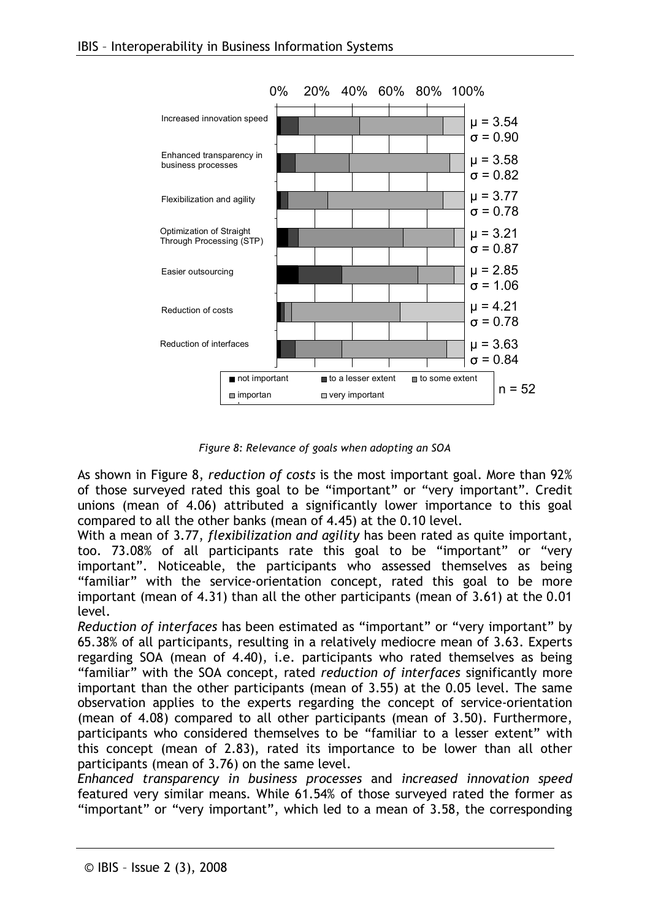Figure 8: Relevance of goals when adopting an SOA

As shown in Figure 8, *reduction of costs* is the most important goal. More than 92% of those surveyed rated this goal to be “important” or “very important”. Credit unions (mean of 4.06) attributed a significantly lower importance to this goal compared to all the other banks (mean of 4.45) at the 0.10 level.

With a mean of 3.77, *flexibilization and agility* has been rated as quite important, too. 73.08% of all participants rate this goal to be “important” or “very important”. Noticeable, the participants who assessed themselves as being “familiar” with the service-orientation concept, rated this goal to be more important (mean of 4.31) than all the other participants (mean of 3.61) at the 0.01 level.

*Reduction of interfaces* has been estimated as “important” or “very important” by 65.38% of all participants, resulting in a relatively mediocre mean of 3.63. Experts regarding SOA (mean of 4.40), i.e. participants who rated themselves as being “familiar” with the SOA concept, rated *reduction of interfaces* significantly more important than the other participants (mean of 3.55) at the 0.05 level. The same observation applies to the experts regarding the concept of service-orientation (mean of 4.08) compared to all other participants (mean of 3.50). Furthermore, participants who considered themselves to be “familiar to a lesser extent” with this concept (mean of 2.83), rated its importance to be lower than all other participants (mean of 3.76) on the same level.

*Enhanced transparency in business processes* and *increased innovation speed* featured very similar means. While 61.54% of those surveyed rated the former as “important” or “very important”, which led to a mean of 3.58, the corresponding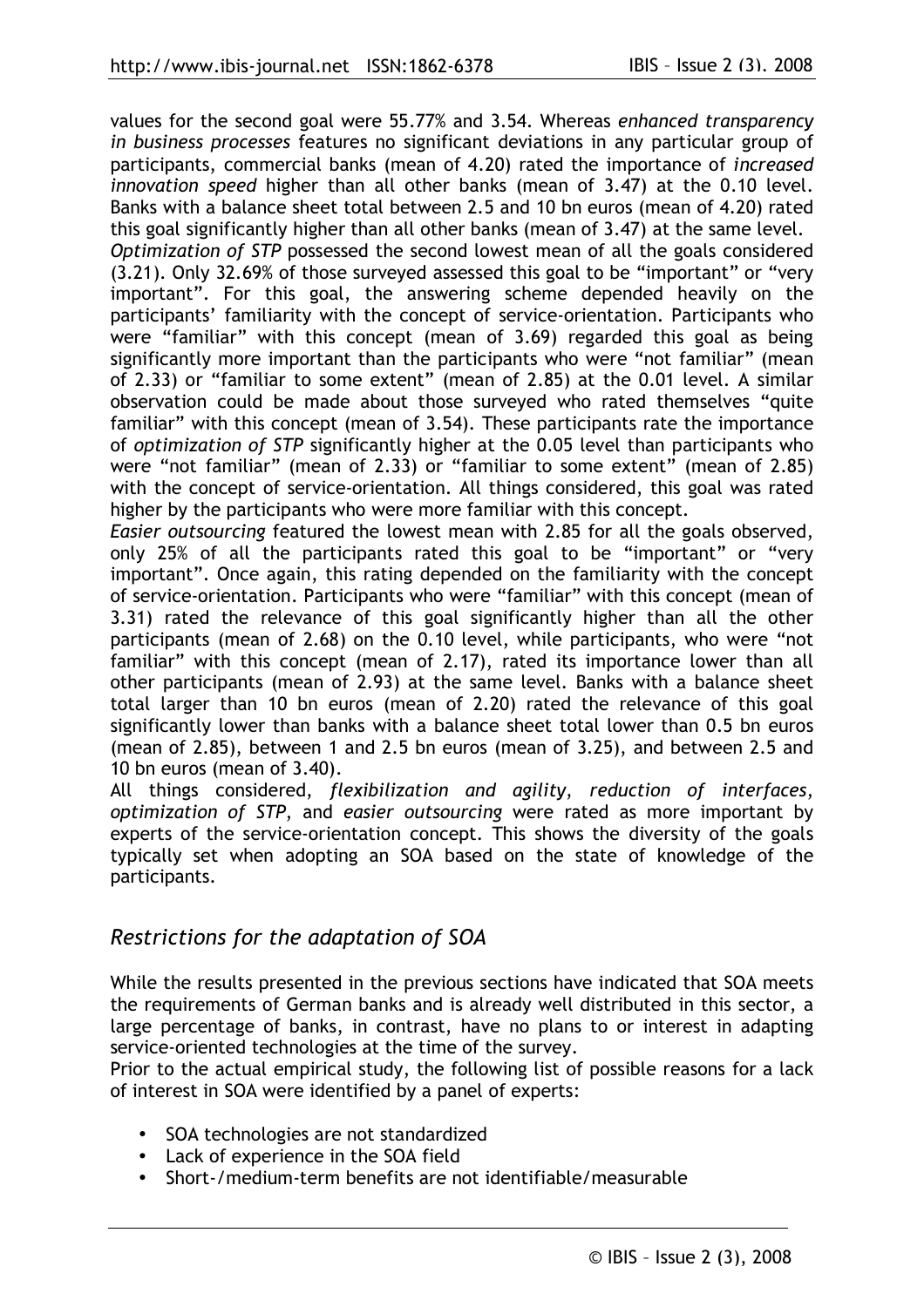values for the second goal were 55.77% and 3.54. Whereas *enhanced transparency in business processes* features no significant deviations in any particular group of participants, commercial banks (mean of 4.20) rated the importance of *increased innovation speed* higher than all other banks (mean of 3.47) at the 0.10 level. Banks with a balance sheet total between 2.5 and 10 bn euros (mean of 4.20) rated this goal significantly higher than all other banks (mean of 3.47) at the same level.
*Optimization of STP* possessed the second lowest mean of all the goals considered (3.21). Only 32.69% of those surveyed assessed this goal to be "important" or "very important". For this goal, the answering scheme depended heavily on the participants' familiarity with the concept of service-orientation. Participants who were "familiar" with this concept (mean of 3.69) regarded this goal as being significantly more important than the participants who were "not familiar" (mean of 2.33) or "familiar to some extent" (mean of 2.85) at the 0.01 level. A similar observation could be made about those surveyed who rated themselves "quite familiar" with this concept (mean of 3.54). These participants rate the importance of *optimization of STP* significantly higher at the 0.05 level than participants who were "not familiar" (mean of 2.33) or "familiar to some extent" (mean of 2.85) with the concept of service-orientation. All things considered, this goal was rated higher by the participants who were more familiar with this concept.
*Easier outsourcing* featured the lowest mean with 2.85 for all the goals observed, only 25% of all the participants rated this goal to be "important" or "very important". Once again, this rating depended on the familiarity with the concept of service-orientation. Participants who were "familiar" with this concept (mean of 3.31) rated the relevance of this goal significantly higher than all the other participants (mean of 2.68) on the 0.10 level, while participants, who were "not familiar" with this concept (mean of 2.17), rated its importance lower than all other participants (mean of 2.93) at the same level. Banks with a balance sheet total larger than 10 bn euros (mean of 2.20) rated the relevance of this goal significantly lower than banks with a balance sheet total lower than 0.5 bn euros (mean of 2.85), between 1 and 2.5 bn euros (mean of 3.25), and between 2.5 and 10 bn euros (mean of 3.40).
All things considered, *flexibilization and agility*, *reduction of interfaces*, *optimization of STP*, and *easier outsourcing* were rated as more important by experts of the service-orientation concept. This shows the diversity of the goals typically set when adopting an SOA based on the state of knowledge of the participants.

## *Restrictions for the adaptation of SOA*

While the results presented in the previous sections have indicated that SOA meets the requirements of German banks and is already well distributed in this sector, a large percentage of banks, in contrast, have no plans to or interest in adapting service-oriented technologies at the time of the survey.
Prior to the actual empirical study, the following list of possible reasons for a lack of interest in SOA were identified by a panel of experts:

- SOA technologies are not standardized
- Lack of experience in the SOA field
- Short-/medium-term benefits are not identifiable/measurable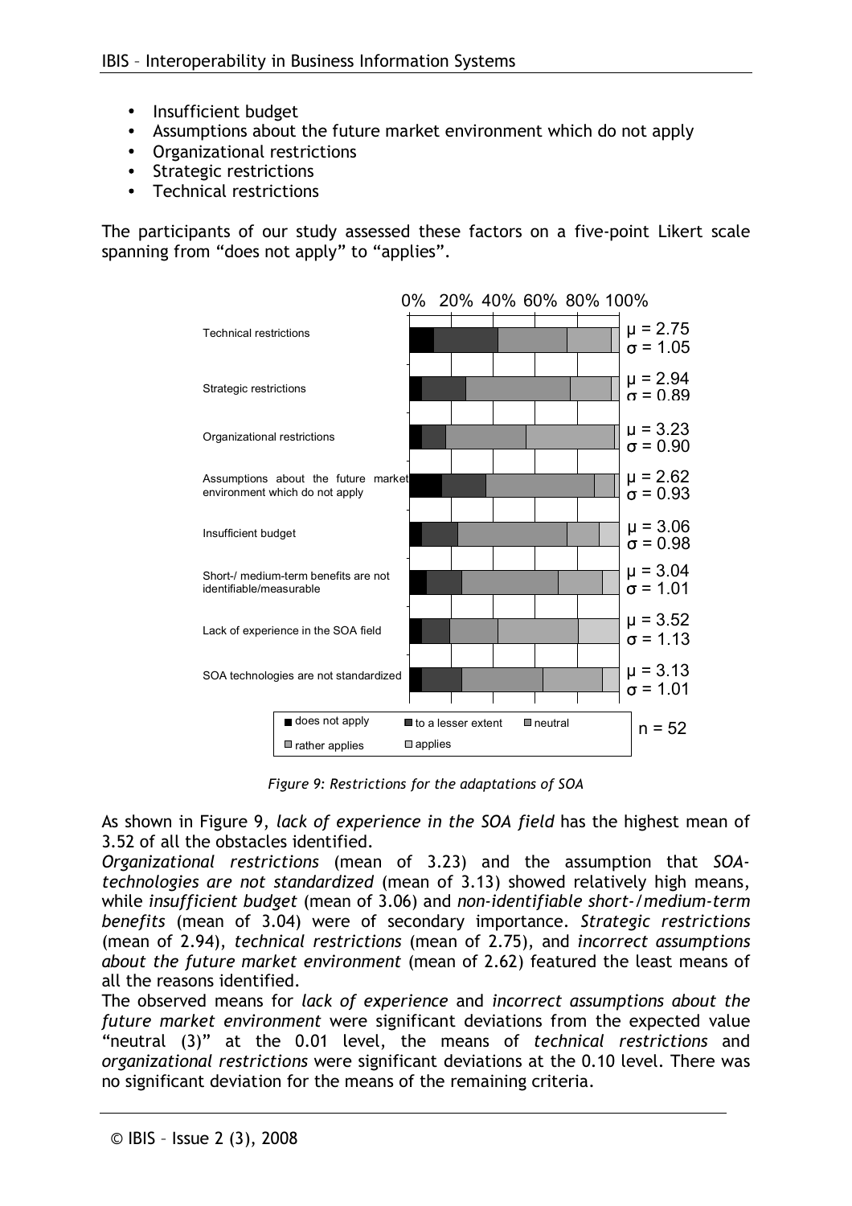- Insufficient budget
- Assumptions about the future market environment which do not apply
- Organizational restrictions
- Strategic restrictions
- Technical restrictions

The participants of our study assessed these factors on a five-point Likert scale spanning from “does not apply” to “applies”.

| Restriction | Mean | Std. dev. |
|---|---|---|
| Technical restrictions | $\mu = 2.75$ | $\sigma = 1.05$ |
| Strategic restrictions | $\mu = 2.94$ | $\sigma = 0.89$ |
| Organizational restrictions | $\mu = 3.23$ | $\sigma = 0.90$ |
| Assumptions about the future market environment which do not apply | $\mu = 2.62$ | $\sigma = 0.93$ |
| Insufficient budget | $\mu = 3.06$ | $\sigma = 0.98$ |
| Short-/ medium-term benefits are not identifiable/measurable | $\mu = 3.04$ | $\sigma = 1.01$ |
| Lack of experience in the SOA field | $\mu = 3.52$ | $\sigma = 1.13$ |
| SOA technologies are not standardized | $\mu = 3.13$ | $\sigma = 1.01$ |

Legend: does not apply, to a lesser extent, neutral, rather applies, applies. n = 52

*Figure 9: Restrictions for the adaptations of SOA*

As shown in Figure 9, *lack of experience in the SOA field* has the highest mean of 3.52 of all the obstacles identified.

*Organizational restrictions* (mean of 3.23) and the assumption that *SOA-technologies are not standardized* (mean of 3.13) showed relatively high means, while *insufficient budget* (mean of 3.06) and *non-identifiable short-/medium-term benefits* (mean of 3.04) were of secondary importance. *Strategic restrictions* (mean of 2.94), *technical restrictions* (mean of 2.75), and *incorrect assumptions about the future market environment* (mean of 2.62) featured the least means of all the reasons identified.

The observed means for *lack of experience* and *incorrect assumptions about the future market environment* were significant deviations from the expected value “neutral (3)” at the 0.01 level, the means of *technical restrictions* and *organizational restrictions* were significant deviations at the 0.10 level. There was no significant deviation for the means of the remaining criteria.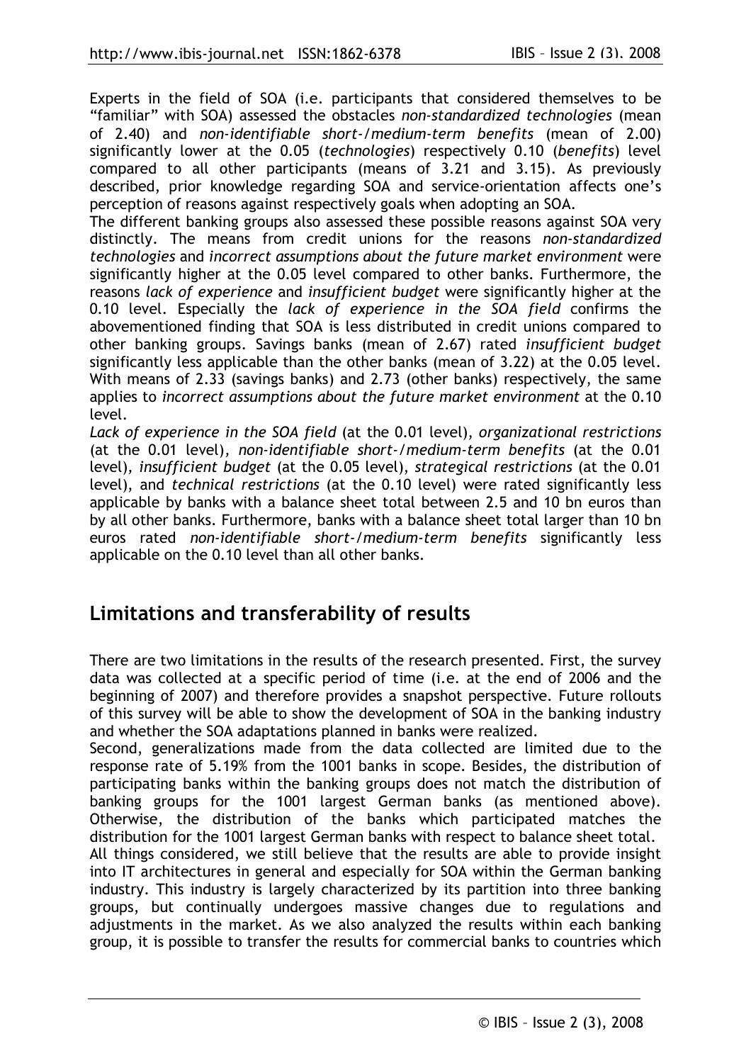Experts in the field of SOA (i.e. participants that considered themselves to be "familiar" with SOA) assessed the obstacles *non-standardized technologies* (mean of 2.40) and *non-identifiable short-/medium-term benefits* (mean of 2.00) significantly lower at the 0.05 (*technologies*) respectively 0.10 (*benefits*) level compared to all other participants (means of 3.21 and 3.15). As previously described, prior knowledge regarding SOA and service-orientation affects one's perception of reasons against respectively goals when adopting an SOA.

The different banking groups also assessed these possible reasons against SOA very distinctly. The means from credit unions for the reasons *non-standardized technologies* and *incorrect assumptions about the future market environment* were significantly higher at the 0.05 level compared to other banks. Furthermore, the reasons *lack of experience* and *insufficient budget* were significantly higher at the 0.10 level. Especially the *lack of experience in the SOA field* confirms the abovementioned finding that SOA is less distributed in credit unions compared to other banking groups. Savings banks (mean of 2.67) rated *insufficient budget* significantly less applicable than the other banks (mean of 3.22) at the 0.05 level. With means of 2.33 (savings banks) and 2.73 (other banks) respectively, the same applies to *incorrect assumptions about the future market environment* at the 0.10 level.

*Lack of experience in the SOA field* (at the 0.01 level), *organizational restrictions* (at the 0.01 level), *non-identifiable short-/medium-term benefits* (at the 0.01 level), *insufficient budget* (at the 0.05 level), *strategical restrictions* (at the 0.01 level), and *technical restrictions* (at the 0.10 level) were rated significantly less applicable by banks with a balance sheet total between 2.5 and 10 bn euros than by all other banks. Furthermore, banks with a balance sheet total larger than 10 bn euros rated *non-identifiable short-/medium-term benefits* significantly less applicable on the 0.10 level than all other banks.

## Limitations and transferability of results

There are two limitations in the results of the research presented. First, the survey data was collected at a specific period of time (i.e. at the end of 2006 and the beginning of 2007) and therefore provides a snapshot perspective. Future rollouts of this survey will be able to show the development of SOA in the banking industry and whether the SOA adaptations planned in banks were realized.

Second, generalizations made from the data collected are limited due to the response rate of 5.19% from the 1001 banks in scope. Besides, the distribution of participating banks within the banking groups does not match the distribution of banking groups for the 1001 largest German banks (as mentioned above). Otherwise, the distribution of the banks which participated matches the distribution for the 1001 largest German banks with respect to balance sheet total.

All things considered, we still believe that the results are able to provide insight into IT architectures in general and especially for SOA within the German banking industry. This industry is largely characterized by its partition into three banking groups, but continually undergoes massive changes due to regulations and adjustments in the market. As we also analyzed the results within each banking group, it is possible to transfer the results for commercial banks to countries which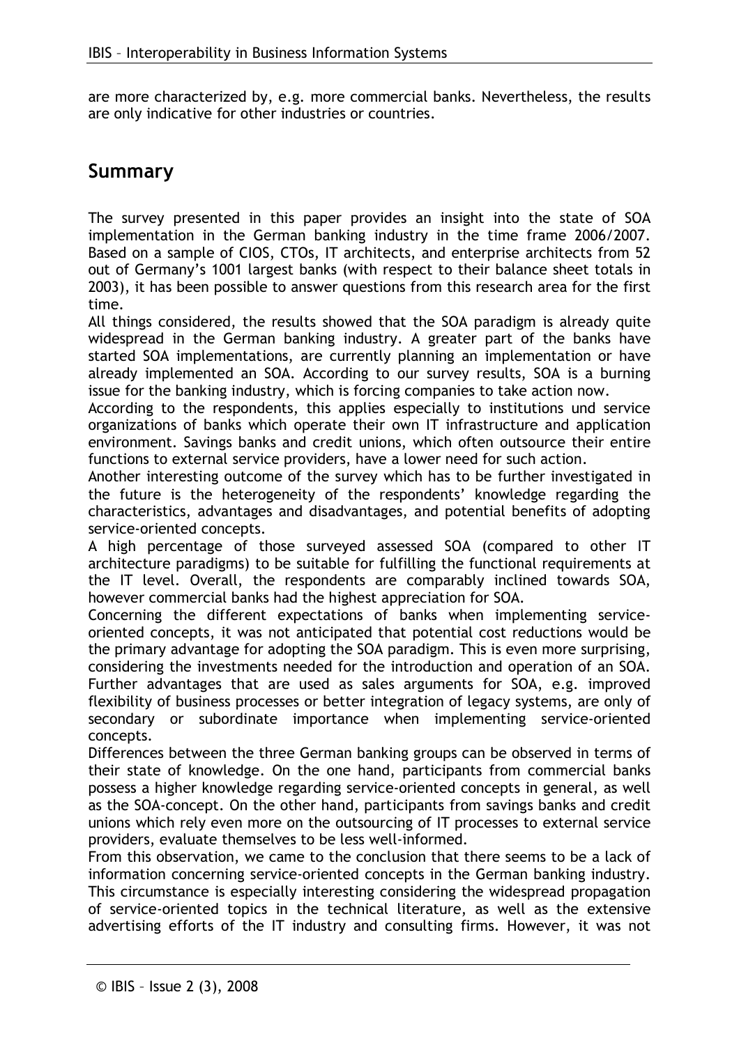are more characterized by, e.g. more commercial banks. Nevertheless, the results are only indicative for other industries or countries.

## Summary

The survey presented in this paper provides an insight into the state of SOA implementation in the German banking industry in the time frame 2006/2007. Based on a sample of CIOS, CTOs, IT architects, and enterprise architects from 52 out of Germany's 1001 largest banks (with respect to their balance sheet totals in 2003), it has been possible to answer questions from this research area for the first time.

All things considered, the results showed that the SOA paradigm is already quite widespread in the German banking industry. A greater part of the banks have started SOA implementations, are currently planning an implementation or have already implemented an SOA. According to our survey results, SOA is a burning issue for the banking industry, which is forcing companies to take action now.

According to the respondents, this applies especially to institutions und service organizations of banks which operate their own IT infrastructure and application environment. Savings banks and credit unions, which often outsource their entire functions to external service providers, have a lower need for such action.

Another interesting outcome of the survey which has to be further investigated in the future is the heterogeneity of the respondents' knowledge regarding the characteristics, advantages and disadvantages, and potential benefits of adopting service-oriented concepts.

A high percentage of those surveyed assessed SOA (compared to other IT architecture paradigms) to be suitable for fulfilling the functional requirements at the IT level. Overall, the respondents are comparably inclined towards SOA, however commercial banks had the highest appreciation for SOA.

Concerning the different expectations of banks when implementing service-oriented concepts, it was not anticipated that potential cost reductions would be the primary advantage for adopting the SOA paradigm. This is even more surprising, considering the investments needed for the introduction and operation of an SOA. Further advantages that are used as sales arguments for SOA, e.g. improved flexibility of business processes or better integration of legacy systems, are only of secondary or subordinate importance when implementing service-oriented concepts.

Differences between the three German banking groups can be observed in terms of their state of knowledge. On the one hand, participants from commercial banks possess a higher knowledge regarding service-oriented concepts in general, as well as the SOA-concept. On the other hand, participants from savings banks and credit unions which rely even more on the outsourcing of IT processes to external service providers, evaluate themselves to be less well-informed.

From this observation, we came to the conclusion that there seems to be a lack of information concerning service-oriented concepts in the German banking industry. This circumstance is especially interesting considering the widespread propagation of service-oriented topics in the technical literature, as well as the extensive advertising efforts of the IT industry and consulting firms. However, it was not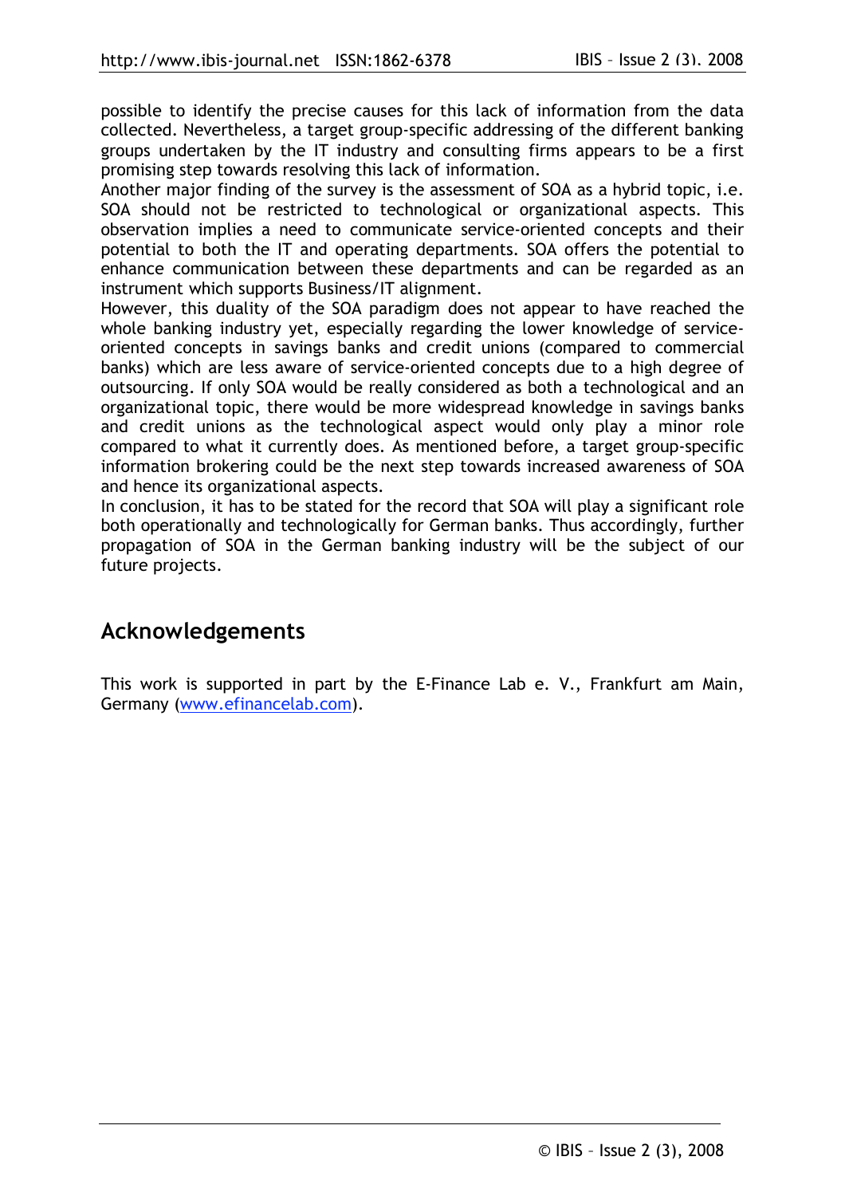possible to identify the precise causes for this lack of information from the data collected. Nevertheless, a target group-specific addressing of the different banking groups undertaken by the IT industry and consulting firms appears to be a first promising step towards resolving this lack of information.

Another major finding of the survey is the assessment of SOA as a hybrid topic, i.e. SOA should not be restricted to technological or organizational aspects. This observation implies a need to communicate service-oriented concepts and their potential to both the IT and operating departments. SOA offers the potential to enhance communication between these departments and can be regarded as an instrument which supports Business/IT alignment.

However, this duality of the SOA paradigm does not appear to have reached the whole banking industry yet, especially regarding the lower knowledge of service-oriented concepts in savings banks and credit unions (compared to commercial banks) which are less aware of service-oriented concepts due to a high degree of outsourcing. If only SOA would be really considered as both a technological and an organizational topic, there would be more widespread knowledge in savings banks and credit unions as the technological aspect would only play a minor role compared to what it currently does. As mentioned before, a target group-specific information brokering could be the next step towards increased awareness of SOA and hence its organizational aspects.

In conclusion, it has to be stated for the record that SOA will play a significant role both operationally and technologically for German banks. Thus accordingly, further propagation of SOA in the German banking industry will be the subject of our future projects.

## Acknowledgements

This work is supported in part by the E-Finance Lab e. V., Frankfurt am Main, Germany (www.efinancelab.com).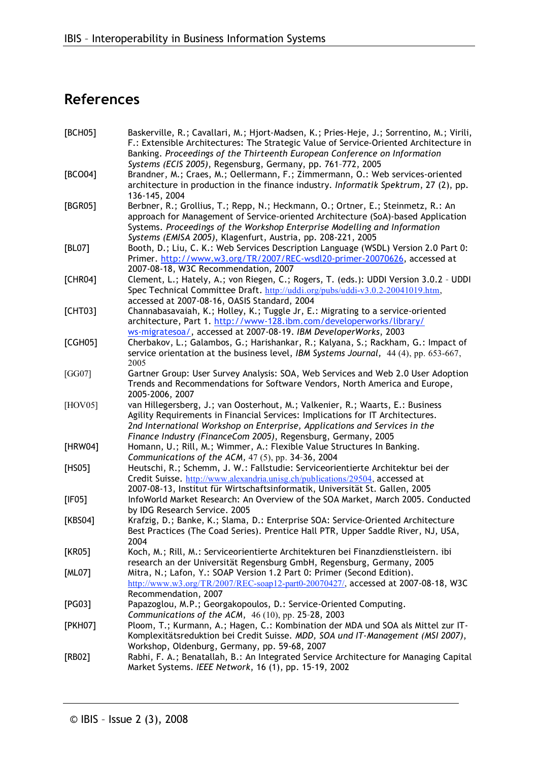## References

[BCH05] Baskerville, R.; Cavallari, M.; Hjort-Madsen, K.; Pries-Heje, J.; Sorrentino, M.; Virili, F.: Extensible Architectures: The Strategic Value of Service-Oriented Architecture in Banking. *Proceedings of the Thirteenth European Conference on Information Systems (ECIS 2005)*, Regensburg, Germany, pp. 761–772, 2005

[BCO04] Brandner, M.; Craes, M.; Oellermann, F.; Zimmermann, O.: Web services-oriented architecture in production in the finance industry. *Informatik Spektrum*, 27 (2), pp. 136-145, 2004

[BGR05] Berbner, R.; Grollius, T.; Repp, N.; Heckmann, O.; Ortner, E.; Steinmetz, R.: An approach for Management of Service-oriented Architecture (SoA)-based Application Systems. *Proceedings of the Workshop Enterprise Modelling and Information Systems (EMISA 2005)*, Klagenfurt, Austria, pp. 208-221, 2005

[BL07] Booth, D.; Liu, C. K.: Web Services Description Language (WSDL) Version 2.0 Part 0: Primer. http://www.w3.org/TR/2007/REC-wsdl20-primer-20070626, accessed at 2007-08-18, W3C Recommendation, 2007

[CHR04] Clement, L.; Hately, A.; von Riegen, C.; Rogers, T. (eds.): UDDI Version 3.0.2 – UDDI Spec Technical Committee Draft. http://uddi.org/pubs/uddi-v3.0.2-20041019.htm, accessed at 2007-08-16, OASIS Standard, 2004

[CHT03] Channabasavaiah, K.; Holley, K.; Tuggle Jr, E.: Migrating to a service-oriented architecture, Part 1. http://www-128.ibm.com/developerworks/library/ws-migratesoa/, accessed at 2007-08-19. *IBM DeveloperWorks*, 2003

[CGH05] Cherbakov, L.; Galambos, G.; Harishankar, R.; Kalyana, S.; Rackham, G.: Impact of service orientation at the business level, *IBM Systems Journal*, 44 (4), pp. 653-667, 2005

[GG07] Gartner Group: User Survey Analysis: SOA, Web Services and Web 2.0 User Adoption Trends and Recommendations for Software Vendors, North America and Europe, 2005-2006, 2007

[HOV05] van Hillegersberg, J.; van Oosterhout, M.; Valkenier, R.; Waarts, E.: Business Agility Requirements in Financial Services: Implications for IT Architectures. *2nd International Workshop on Enterprise, Applications and Services in the Finance Industry (FinanceCom 2005)*, Regensburg, Germany, 2005

[HRW04] Homann, U.; Rill, M.; Wimmer, A.: Flexible Value Structures In Banking. *Communications of the ACM*, 47 (5), pp. 34–36, 2004

[HS05] Heutschi, R.; Schemm, J. W.: Fallstudie: Serviceorientierte Architektur bei der Credit Suisse. http://www.alexandria.unisg.ch/publications/29504, accessed at 2007-08-13, Institut für Wirtschaftsinformatik, Universität St. Gallen, 2005

[IF05] InfoWorld Market Research: An Overview of the SOA Market, March 2005. Conducted by IDG Research Service. 2005

[KBS04] Krafzig, D.; Banke, K.; Slama, D.: Enterprise SOA: Service-Oriented Architecture Best Practices (The Coad Series). Prentice Hall PTR, Upper Saddle River, NJ, USA, 2004

[KR05] Koch, M.; Rill, M.: Serviceorientierte Architekturen bei Finanzdienstleistern. ibi research an der Universität Regensburg GmbH, Regensburg, Germany, 2005

[ML07] Mitra, N.; Lafon, Y.: SOAP Version 1.2 Part 0: Primer (Second Edition). http://www.w3.org/TR/2007/REC-soap12-part0-20070427/, accessed at 2007-08-18, W3C Recommendation, 2007

[PG03] Papazoglou, M.P.; Georgakopoulos, D.: Service-Oriented Computing. *Communications of the ACM*, 46 (10), pp. 25-28, 2003

[PKH07] Ploom, T.; Kurmann, A.; Hagen, C.: Kombination der MDA und SOA als Mittel zur IT-Komplexitätsreduktion bei Credit Suisse. *MDD, SOA und IT-Management (MSI 2007)*, Workshop, Oldenburg, Germany, pp. 59-68, 2007

[RB02] Rabhi, F. A.; Benatallah, B.: An Integrated Service Architecture for Managing Capital Market Systems. *IEEE Network*, 16 (1), pp. 15-19, 2002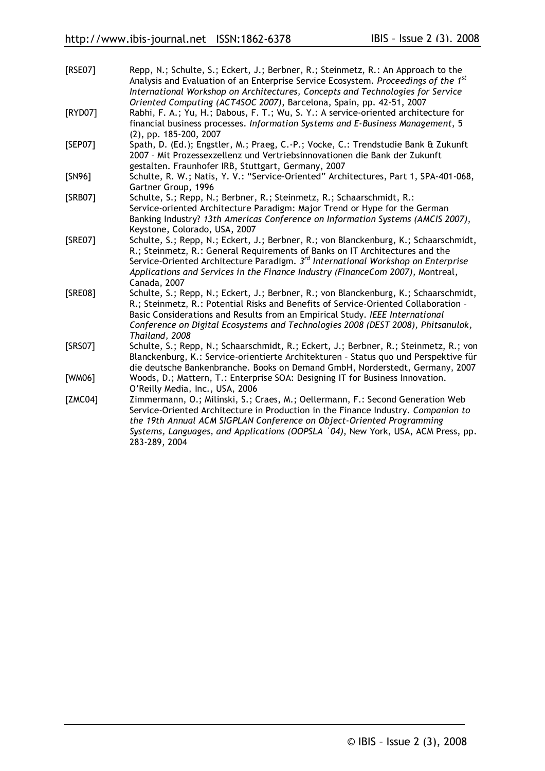[RSE07] Repp, N.; Schulte, S.; Eckert, J.; Berbner, R.; Steinmetz, R.: An Approach to the Analysis and Evaluation of an Enterprise Service Ecosystem. *Proceedings of the 1st International Workshop on Architectures, Concepts and Technologies for Service Oriented Computing (ACT4SOC 2007)*, Barcelona, Spain, pp. 42-51, 2007

[RYD07] Rabhi, F. A.; Yu, H.; Dabous, F. T.; Wu, S. Y.: A service-oriented architecture for financial business processes. *Information Systems and E-Business Management*, 5 (2), pp. 185-200, 2007

[SEP07] Spath, D. (Ed.); Engstler, M.; Praeg, C.-P.; Vocke, C.: Trendstudie Bank & Zukunft 2007 – Mit Prozessexzellenz und Vertriebsinnovationen die Bank der Zukunft gestalten. Fraunhofer IRB, Stuttgart, Germany, 2007

[SN96] Schulte, R. W.; Natis, Y. V.: “Service-Oriented” Architectures, Part 1, SPA-401-068, Gartner Group, 1996

[SRB07] Schulte, S.; Repp, N.; Berbner, R.; Steinmetz, R.; Schaarschmidt, R.: Service-oriented Architecture Paradigm: Major Trend or Hype for the German Banking Industry? *13th Americas Conference on Information Systems (AMCIS 2007)*, Keystone, Colorado, USA, 2007

[SRE07] Schulte, S.; Repp, N.; Eckert, J.; Berbner, R.; von Blanckenburg, K.; Schaarschmidt, R.; Steinmetz, R.: General Requirements of Banks on IT Architectures and the Service-Oriented Architecture Paradigm. *3rd International Workshop on Enterprise Applications and Services in the Finance Industry (FinanceCom 2007)*, Montreal, Canada, 2007

[SRE08] Schulte, S.; Repp, N.; Eckert, J.; Berbner, R.; von Blanckenburg, K.; Schaarschmidt, R.; Steinmetz, R.: Potential Risks and Benefits of Service-Oriented Collaboration – Basic Considerations and Results from an Empirical Study. *IEEE International Conference on Digital Ecosystems and Technologies 2008 (DEST 2008), Phitsanulok, Thailand, 2008*

[SRS07] Schulte, S.; Repp, N.; Schaarschmidt, R.; Eckert, J.; Berbner, R.; Steinmetz, R.; von Blanckenburg, K.: Service-orientierte Architekturen – Status quo und Perspektive für die deutsche Bankenbranche. Books on Demand GmbH, Norderstedt, Germany, 2007

[WM06] Woods, D.; Mattern, T.: Enterprise SOA: Designing IT for Business Innovation. O’Reilly Media, Inc., USA, 2006

[ZMC04] Zimmermann, O.; Milinski, S.; Craes, M.; Oellermann, F.: Second Generation Web Service-Oriented Architecture in Production in the Finance Industry. *Companion to the 19th Annual ACM SIGPLAN Conference on Object-Oriented Programming Systems, Languages, and Applications (OOPSLA `04)*, New York, USA, ACM Press, pp. 283-289, 2004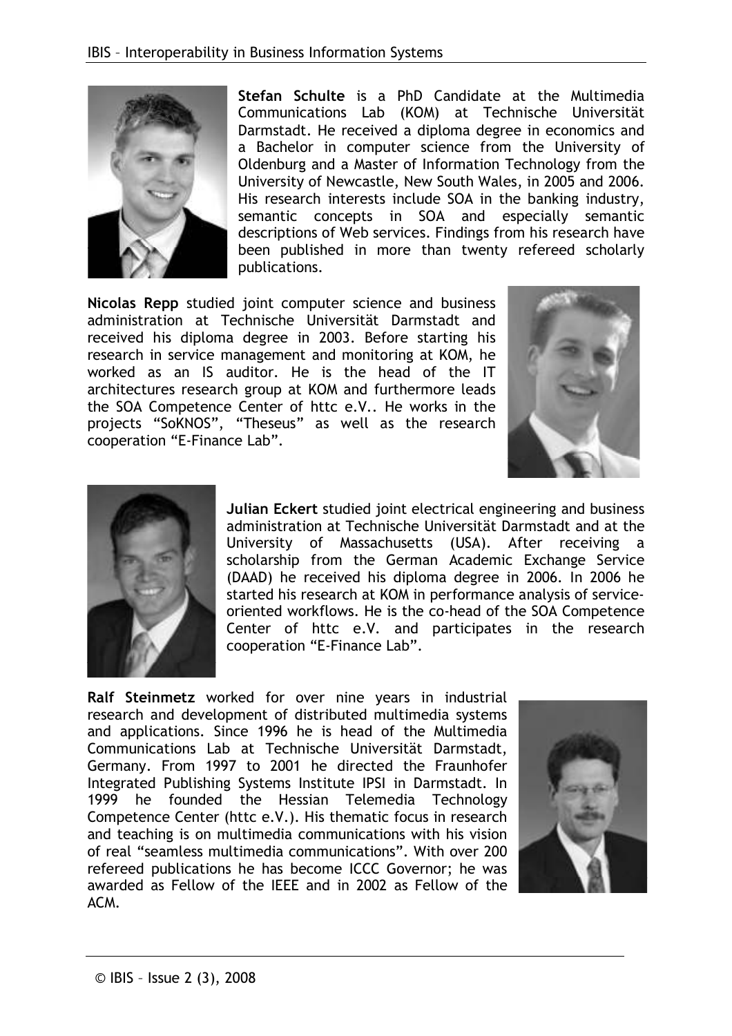**Stefan Schulte** is a PhD Candidate at the Multimedia Communications Lab (KOM) at Technische Universität Darmstadt. He received a diploma degree in economics and a Bachelor in computer science from the University of Oldenburg and a Master of Information Technology from the University of Newcastle, New South Wales, in 2005 and 2006. His research interests include SOA in the banking industry, semantic concepts in SOA and especially semantic descriptions of Web services. Findings from his research have been published in more than twenty refereed scholarly publications.

**Nicolas Repp** studied joint computer science and business administration at Technische Universität Darmstadt and received his diploma degree in 2003. Before starting his research in service management and monitoring at KOM, he worked as an IS auditor. He is the head of the IT architectures research group at KOM and furthermore leads the SOA Competence Center of httc e.V.. He works in the projects "SoKNOS", "Theseus" as well as the research cooperation "E-Finance Lab".

**Julian Eckert** studied joint electrical engineering and business administration at Technische Universität Darmstadt and at the University of Massachusetts (USA). After receiving a scholarship from the German Academic Exchange Service (DAAD) he received his diploma degree in 2006. In 2006 he started his research at KOM in performance analysis of service-oriented workflows. He is the co-head of the SOA Competence Center of httc e.V. and participates in the research cooperation "E-Finance Lab".

**Ralf Steinmetz** worked for over nine years in industrial research and development of distributed multimedia systems and applications. Since 1996 he is head of the Multimedia Communications Lab at Technische Universität Darmstadt, Germany. From 1997 to 2001 he directed the Fraunhofer Integrated Publishing Systems Institute IPSI in Darmstadt. In 1999 he founded the Hessian Telemedia Technology Competence Center (httc e.V.). His thematic focus in research and teaching is on multimedia communications with his vision of real "seamless multimedia communications". With over 200 refereed publications he has become ICCC Governor; he was awarded as Fellow of the IEEE and in 2002 as Fellow of the ACM.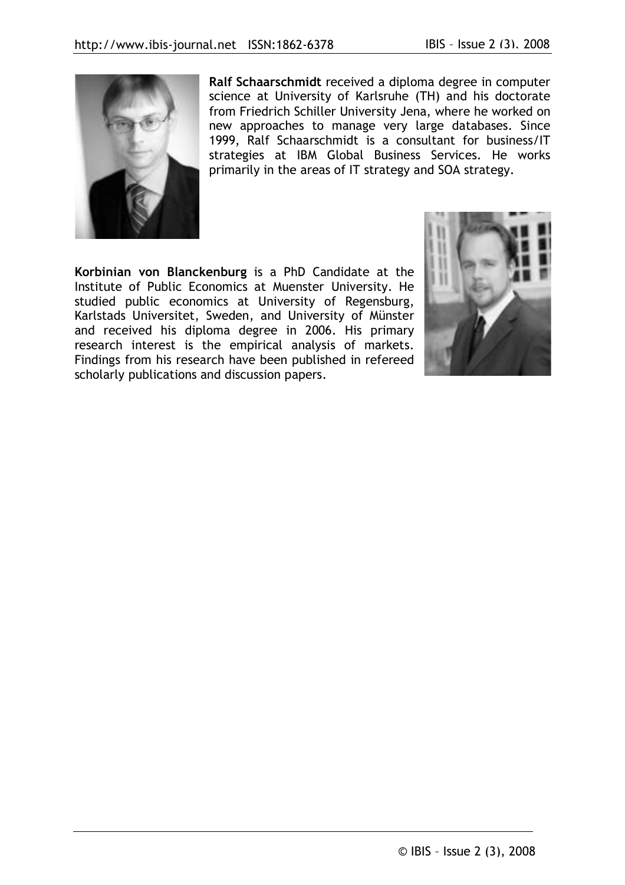**Ralf Schaarschmidt** received a diploma degree in computer science at University of Karlsruhe (TH) and his doctorate from Friedrich Schiller University Jena, where he worked on new approaches to manage very large databases. Since 1999, Ralf Schaarschmidt is a consultant for business/IT strategies at IBM Global Business Services. He works primarily in the areas of IT strategy and SOA strategy.

**Korbinian von Blanckenburg** is a PhD Candidate at the Institute of Public Economics at Muenster University. He studied public economics at University of Regensburg, Karlstads Universitet, Sweden, and University of Münster and received his diploma degree in 2006. His primary research interest is the empirical analysis of markets. Findings from his research have been published in refereed scholarly publications and discussion papers.